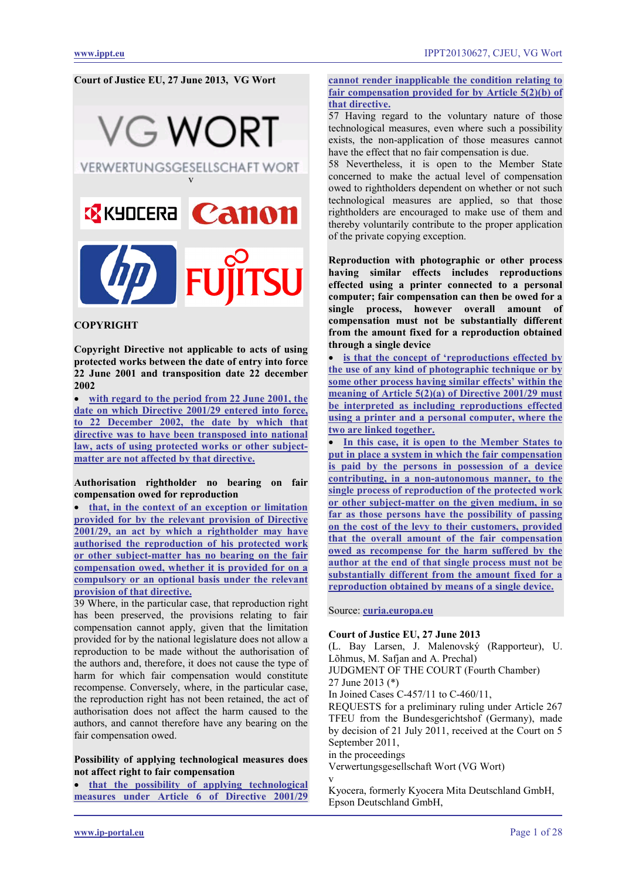**Court of Justice EU, 27 June 2013, VG Wort**

VG WORT

VERWERTUNGSGESELLSCHAFT WORT

v

KYOCERA Canon hp FUJITSU

**COPYRIGHT**

**Copyright Directive not applicable to acts of using protected works between the date of entry into force 22 June 2001 and transposition date 22 december 2002**

- **with regard to the period from 22 June 2001, the date on which Directive 2001/29 entered into force, to 22 December 2002, the date by which that directive was to have been transposed into national law, acts of using protected works or other subject-matter are not affected by that directive.**

**Authorisation rightholder no bearing on fair compensation owed for reproduction**

- **that, in the context of an exception or limitation provided for by the relevant provision of Directive 2001/29, an act by which a rightholder may have authorised the reproduction of his protected work or other subject-matter has no bearing on the fair compensation owed, whether it is provided for on a compulsory or an optional basis under the relevant provision of that directive.**

39 Where, in the particular case, that reproduction right has been preserved, the provisions relating to fair compensation cannot apply, given that the limitation provided for by the national legislature does not allow a reproduction to be made without the authorisation of the authors and, therefore, it does not cause the type of harm for which fair compensation would constitute recompense. Conversely, where, in the particular case, the reproduction right has not been retained, the act of authorisation does not affect the harm caused to the authors, and cannot therefore have any bearing on the fair compensation owed.

**Possibility of applying technological measures does not affect right to fair compensation**

- **that the possibility of applying technological measures under Article 6 of Directive 2001/29 cannot render inapplicable the condition relating to fair compensation provided for by Article 5(2)(b) of that directive.**

57 Having regard to the voluntary nature of those technological measures, even where such a possibility exists, the non-application of those measures cannot have the effect that no fair compensation is due.

58 Nevertheless, it is open to the Member State concerned to make the actual level of compensation owed to rightholders dependent on whether or not such technological measures are applied, so that those rightholders are encouraged to make use of them and thereby voluntarily contribute to the proper application of the private copying exception.

**Reproduction with photographic or other process having similar effects includes reproductions effected using a printer connected to a personal computer; fair compensation can then be owed for a single process, however overall amount of compensation must not be substantially different from the amount fixed for a reproduction obtained through a single device**

- **is that the concept of 'reproductions effected by the use of any kind of photographic technique or by some other process having similar effects' within the meaning of Article 5(2)(a) of Directive 2001/29 must be interpreted as including reproductions effected using a printer and a personal computer, where the two are linked together.**
- **In this case, it is open to the Member States to put in place a system in which the fair compensation is paid by the persons in possession of a device contributing, in a non-autonomous manner, to the single process of reproduction of the protected work or other subject-matter on the given medium, in so far as those persons have the possibility of passing on the cost of the levy to their customers, provided that the overall amount of the fair compensation owed as recompense for the harm suffered by the author at the end of that single process must not be substantially different from the amount fixed for a reproduction obtained by means of a single device.**

Source: **curia.europa.eu**

**Court of Justice EU, 27 June 2013**

(L. Bay Larsen, J. Malenovský (Rapporteur), U. Lõhmus, M. Safjan and A. Prechal)

JUDGMENT OF THE COURT (Fourth Chamber)

27 June 2013 (*)

In Joined Cases C-457/11 to C-460/11,

REQUESTS for a preliminary ruling under Article 267 TFEU from the Bundesgerichtshof (Germany), made by decision of 21 July 2011, received at the Court on 5 September 2011,

in the proceedings

Verwertungsgesellschaft Wort (VG Wort)

v

Kyocera, formerly Kyocera Mita Deutschland GmbH,

Epson Deutschland GmbH,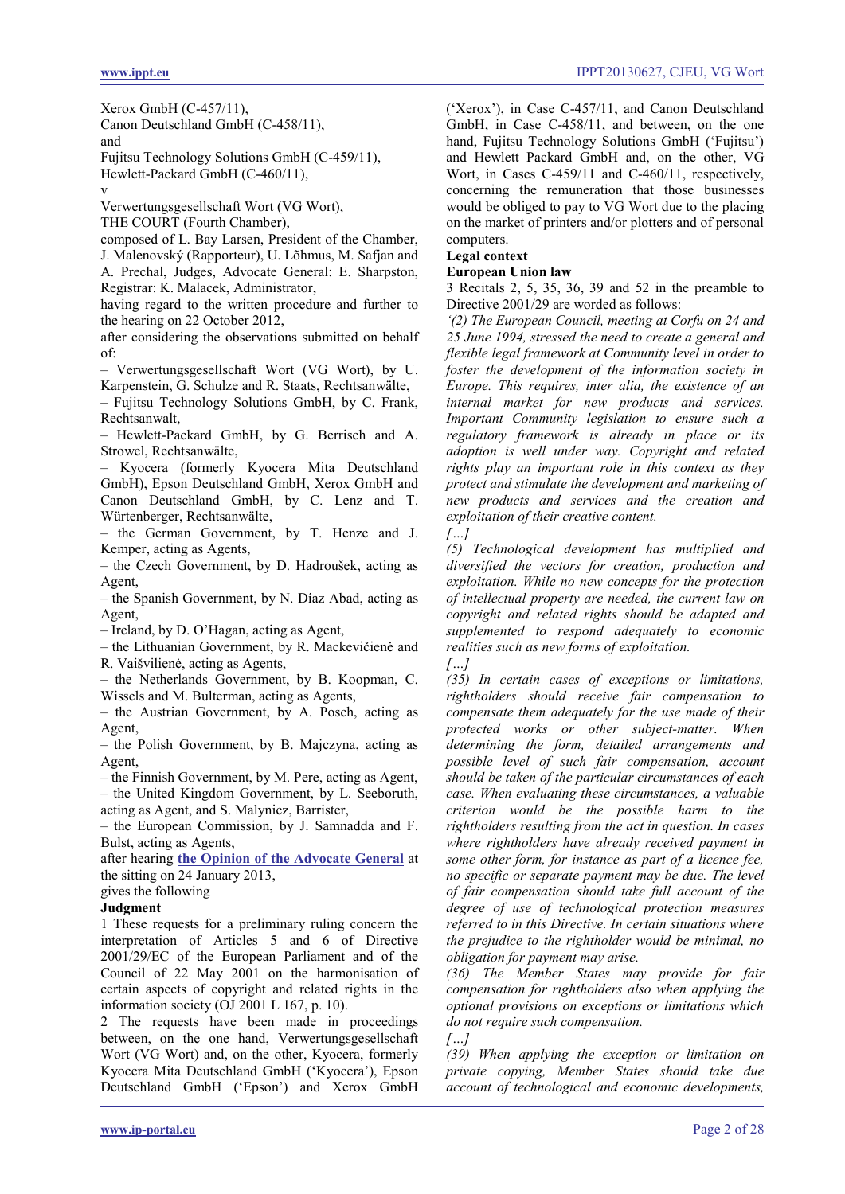Xerox GmbH (C-457/11),
Canon Deutschland GmbH (C-458/11),
and
Fujitsu Technology Solutions GmbH (C-459/11),
Hewlett-Packard GmbH (C-460/11),
v
Verwertungsgesellschaft Wort (VG Wort),
THE COURT (Fourth Chamber),
composed of L. Bay Larsen, President of the Chamber, J. Malenovský (Rapporteur), U. Lõhmus, M. Safjan and A. Prechal, Judges, Advocate General: E. Sharpston, Registrar: K. Malacek, Administrator,
having regard to the written procedure and further to the hearing on 22 October 2012,
after considering the observations submitted on behalf of:
– Verwertungsgesellschaft Wort (VG Wort), by U. Karpenstein, G. Schulze and R. Staats, Rechtsanwälte,
– Fujitsu Technology Solutions GmbH, by C. Frank, Rechtsanwalt,
– Hewlett-Packard GmbH, by G. Berrisch and A. Strowel, Rechtsanwälte,
– Kyocera (formerly Kyocera Mita Deutschland GmbH), Epson Deutschland GmbH, Xerox GmbH and Canon Deutschland GmbH, by C. Lenz and T. Würtenberger, Rechtsanwälte,
– the German Government, by T. Henze and J. Kemper, acting as Agents,
– the Czech Government, by D. Hadroušek, acting as Agent,
– the Spanish Government, by N. Díaz Abad, acting as Agent,
– Ireland, by D. O'Hagan, acting as Agent,
– the Lithuanian Government, by R. Mackevičienė and R. Vaišvilienė, acting as Agents,
– the Netherlands Government, by B. Koopman, C. Wissels and M. Bulterman, acting as Agents,
– the Austrian Government, by A. Posch, acting as Agent,
– the Polish Government, by B. Majczyna, acting as Agent,
– the Finnish Government, by M. Pere, acting as Agent,
– the United Kingdom Government, by L. Seeboruth, acting as Agent, and S. Malynicz, Barrister,
– the European Commission, by J. Samnadda and F. Bulst, acting as Agents,
after hearing **the Opinion of the Advocate General** at the sitting on 24 January 2013,
gives the following

**Judgment**

1 These requests for a preliminary ruling concern the interpretation of Articles 5 and 6 of Directive 2001/29/EC of the European Parliament and the Council of 22 May 2001 on the harmonisation of certain aspects of copyright and related rights in the information society (OJ 2001 L 167, p. 10).

2 The requests have been made in proceedings between, on the one hand, Verwertungsgesellschaft Wort (VG Wort) and, on the other, Kyocera, formerly Kyocera Mita Deutschland GmbH ('Kyocera'), Epson Deutschland GmbH ('Epson') and Xerox GmbH ('Xerox'), in Case C-457/11, and Canon Deutschland GmbH, in Case C-458/11, and between, on the one hand, Fujitsu Technology Solutions GmbH ('Fujitsu') and Hewlett Packard GmbH and, on the other, VG Wort, in Cases C-459/11 and C-460/11, respectively, concerning the remuneration that those businesses would be obliged to pay to VG Wort due to the placing on the market of printers and/or plotters and of personal computers.

**Legal context**

**European Union law**

3 Recitals 2, 5, 35, 36, 39 and 52 in the preamble to Directive 2001/29 are worded as follows:

*'(2) The European Council, meeting at Corfu on 24 and 25 June 1994, stressed the need to create a general and flexible legal framework at Community level in order to foster the development of the information society in Europe. This requires, inter alia, the existence of an internal market for new products and services. Important Community legislation to ensure such a regulatory framework is already in place or its adoption is well under way. Copyright and related rights play an important role in this context as they protect and stimulate the development and marketing of new products and services and the creation and exploitation of their creative content.*

*[…]*

*(5) Technological development has multiplied and diversified the vectors for creation, production and exploitation. While no new concepts for the protection of intellectual property are needed, the current law on copyright and related rights should be adapted and supplemented to respond adequately to economic realities such as new forms of exploitation.*

*[…]*

*(35) In certain cases of exceptions or limitations, rightholders should receive fair compensation to compensate them adequately for the use made of their protected works or other subject-matter. When determining the form, detailed arrangements and possible level of such fair compensation, account should be taken of the particular circumstances of each case. When evaluating these circumstances, a valuable criterion would be the possible harm to the rightholders resulting from the act in question. In cases where rightholders have already received payment in some other form, for instance as part of a licence fee, no specific or separate payment may be due. The level of fair compensation should take full account of the degree of use of technological protection measures referred to in this Directive. In certain situations where the prejudice to the rightholder would be minimal, no obligation for payment may arise.*

*(36) The Member States may provide for fair compensation for rightholders also when applying the optional provisions on exceptions or limitations which do not require such compensation.*

*[…]*

*(39) When applying the exception or limitation on private copying, Member States should take due account of technological and economic developments,*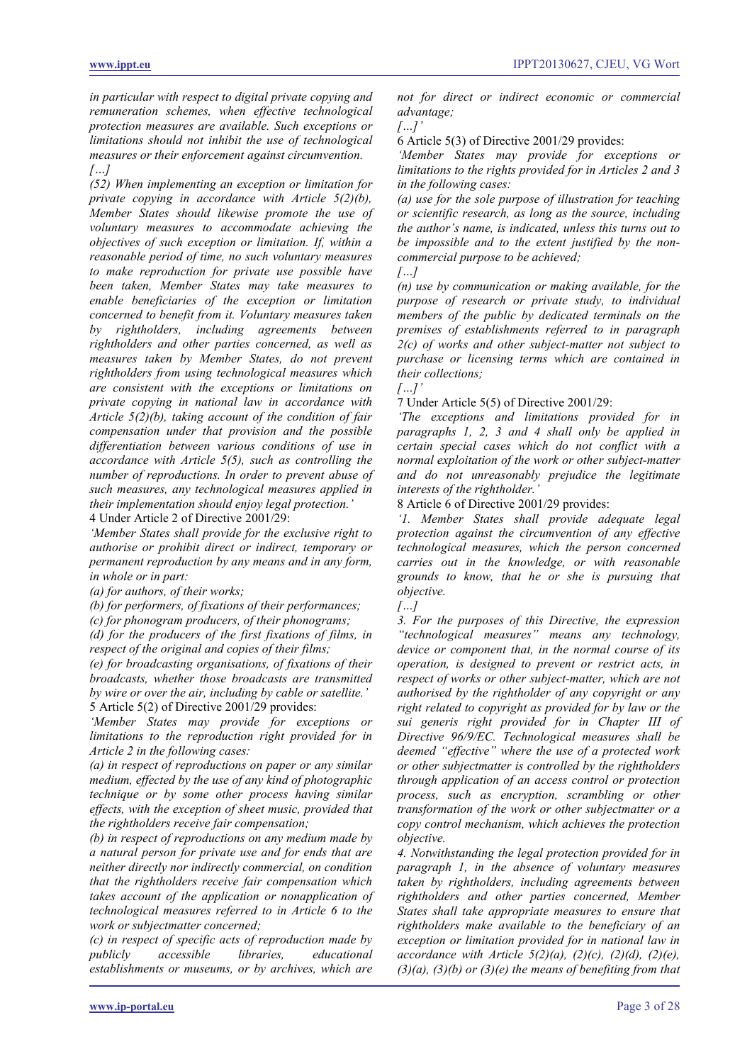*in particular with respect to digital private copying and remuneration schemes, when effective technological protection measures are available. Such exceptions or limitations should not inhibit the use of technological measures or their enforcement against circumvention.*

*[…]*

*(52) When implementing an exception or limitation for private copying in accordance with Article 5(2)(b), Member States should likewise promote the use of voluntary measures to accommodate achieving the objectives of such exception or limitation. If, within a reasonable period of time, no such voluntary measures to make reproduction for private use possible have been taken, Member States may take measures to enable beneficiaries of the exception or limitation concerned to benefit from it. Voluntary measures taken by rightholders, including agreements between rightholders and other parties concerned, as well as measures taken by Member States, do not prevent rightholders from using technological measures which are consistent with the exceptions or limitations on private copying in national law in accordance with Article 5(2)(b), taking account of the condition of fair compensation under that provision and the possible differentiation between various conditions of use in accordance with Article 5(5), such as controlling the number of reproductions. In order to prevent abuse of such measures, any technological measures applied in their implementation should enjoy legal protection.'*

4 Under Article 2 of Directive 2001/29:

*'Member States shall provide for the exclusive right to authorise or prohibit direct or indirect, temporary or permanent reproduction by any means and in any form, in whole or in part:*

*(a) for authors, of their works;*

*(b) for performers, of fixations of their performances;*

*(c) for phonogram producers, of their phonograms;*

*(d) for the producers of the first fixations of films, in respect of the original and copies of their films;*

*(e) for broadcasting organisations, of fixations of their broadcasts, whether those broadcasts are transmitted by wire or over the air, including by cable or satellite.'*

5 Article 5(2) of Directive 2001/29 provides:

*'Member States may provide for exceptions or limitations to the reproduction right provided for in Article 2 in the following cases:*

*(a) in respect of reproductions on paper or any similar medium, effected by the use of any kind of photographic technique or by some other process having similar effects, with the exception of sheet music, provided that the rightholders receive fair compensation;*

*(b) in respect of reproductions on any medium made by a natural person for private use and for ends that are neither directly nor indirectly commercial, on condition that the rightholders receive fair compensation which takes account of the application or nonapplication of technological measures referred to in Article 6 to the work or subjectmatter concerned;*

*(c) in respect of specific acts of reproduction made by publicly accessible libraries, educational establishments or museums, or by archives, which are not for direct or indirect economic or commercial advantage;*

*[…]'*

6 Article 5(3) of Directive 2001/29 provides:

*'Member States may provide for exceptions or limitations to the rights provided for in Articles 2 and 3 in the following cases:*

*(a) use for the sole purpose of illustration for teaching or scientific research, as long as the source, including the author's name, is indicated, unless this turns out to be impossible and to the extent justified by the non-commercial purpose to be achieved;*

*[…]*

*(n) use by communication or making available, for the purpose of research or private study, to individual members of the public by dedicated terminals on the premises of establishments referred to in paragraph 2(c) of works and other subject-matter not subject to purchase or licensing terms which are contained in their collections;*

*[…]'*

7 Under Article 5(5) of Directive 2001/29:

*'The exceptions and limitations provided for in paragraphs 1, 2, 3 and 4 shall only be applied in certain special cases which do not conflict with a normal exploitation of the work or other subject-matter and do not unreasonably prejudice the legitimate interests of the rightholder.'*

8 Article 6 of Directive 2001/29 provides:

*'1. Member States shall provide adequate legal protection against the circumvention of any effective technological measures, which the person concerned carries out in the knowledge, or with reasonable grounds to know, that he or she is pursuing that objective.*

*[…]*

*3. For the purposes of this Directive, the expression "technological measures" means any technology, device or component that, in the normal course of its operation, is designed to prevent or restrict acts, in respect of works or other subject-matter, which are not authorised by the rightholder of any copyright or any right related to copyright as provided for by law or the sui generis right provided for in Chapter III of Directive 96/9/EC. Technological measures shall be deemed "effective" where the use of a protected work or other subjectmatter is controlled by the rightholders through application of an access control or protection process, such as encryption, scrambling or other transformation of the work or other subjectmatter or a copy control mechanism, which achieves the protection objective.*

*4. Notwithstanding the legal protection provided for in paragraph 1, in the absence of voluntary measures taken by rightholders, including agreements between rightholders and other parties concerned, Member States shall take appropriate measures to ensure that rightholders make available to the beneficiary of an exception or limitation provided for in national law in accordance with Article 5(2)(a), (2)(c), (2)(d), (2)(e), (3)(a), (3)(b) or (3)(e) the means of benefiting from that*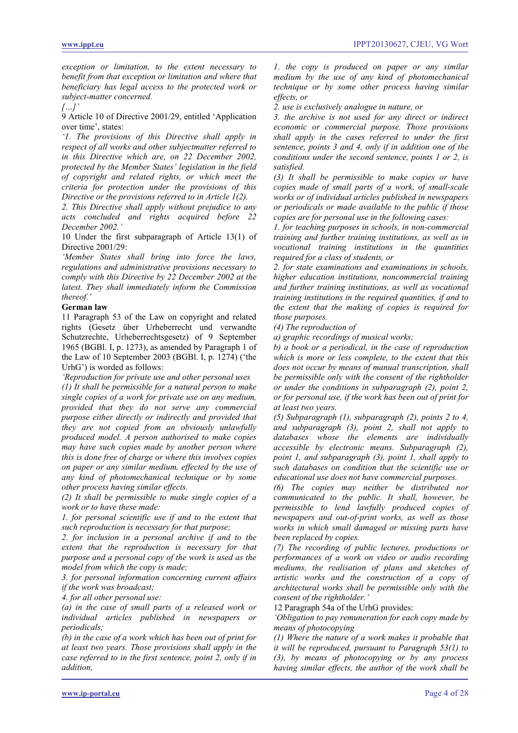*exception or limitation, to the extent necessary to benefit from that exception or limitation and where that beneficiary has legal access to the protected work or subject-matter concerned.*

*[…]'*

9 Article 10 of Directive 2001/29, entitled 'Application over time', states:

*'1. The provisions of this Directive shall apply in respect of all works and other subjectmatter referred to in this Directive which are, on 22 December 2002, protected by the Member States' legislation in the field of copyright and related rights, or which meet the criteria for protection under the provisions of this Directive or the provisions referred to in Article 1(2).*

*2. This Directive shall apply without prejudice to any acts concluded and rights acquired before 22 December 2002.'*

10 Under the first subparagraph of Article 13(1) of Directive 2001/29:

*'Member States shall bring into force the laws, regulations and administrative provisions necessary to comply with this Directive by 22 December 2002 at the latest. They shall immediately inform the Commission thereof.'*

**German law**

11 Paragraph 53 of the Law on copyright and related rights (Gesetz über Urheberrecht und verwandte Schutzrechte, Urheberrechtsgesetz) of 9 September 1965 (BGBl. I, p. 1273), as amended by Paragraph 1 of the Law of 10 September 2003 (BGBl. I, p. 1274) ('the UrhG') is worded as follows:

*'Reproduction for private use and other personal uses*

*(1) It shall be permissible for a natural person to make single copies of a work for private use on any medium, provided that they do not serve any commercial purpose either directly or indirectly and provided that they are not copied from an obviously unlawfully produced model. A person authorised to make copies may have such copies made by another person where this is done free of charge or where this involves copies on paper or any similar medium, effected by the use of any kind of photomechanical technique or by some other process having similar effects.*

*(2) It shall be permissible to make single copies of a work or to have these made:*

*1. for personal scientific use if and to the extent that such reproduction is necessary for that purpose;*

*2. for inclusion in a personal archive if and to the extent that the reproduction is necessary for that purpose and a personal copy of the work is used as the model from which the copy is made;*

*3. for personal information concerning current affairs if the work was broadcast;*

*4. for all other personal use:*

*(a) in the case of small parts of a released work or individual articles published in newspapers or periodicals;*

*(b) in the case of a work which has been out of print for at least two years. Those provisions shall apply in the case referred to in the first sentence, point 2, only if in addition,*

*1. the copy is produced on paper or any similar medium by the use of any kind of photomechanical technique or by some other process having similar effects, or*

*2. use is exclusively analogue in nature, or*

*3. the archive is not used for any direct or indirect economic or commercial purpose. Those provisions shall apply in the cases referred to under the first sentence, points 3 and 4, only if in addition one of the conditions under the second sentence, points 1 or 2, is satisfied.*

*(3) It shall be permissible to make copies or have copies made of small parts of a work, of small-scale works or of individual articles published in newspapers or periodicals or made available to the public if those copies are for personal use in the following cases:*

*1. for teaching purposes in schools, in non-commercial training and further training institutions, as well as in vocational training institutions in the quantities required for a class of students, or*

*2. for state examinations and examinations in schools, higher education institutions, noncommercial training and further training institutions, as well as vocational training institutions in the required quantities, if and to the extent that the making of copies is required for those purposes.*

*(4) The reproduction of*

*a) graphic recordings of musical works;*

*b) a book or a periodical, in the case of reproduction which is more or less complete, to the extent that this does not occur by means of manual transcription, shall be permissible only with the consent of the rightholder or under the conditions in subparagraph (2), point 2, or for personal use, if the work has been out of print for at least two years.*

*(5) Subparagraph (1), subparagraph (2), points 2 to 4, and subparagraph (3), point 2, shall not apply to databases whose the elements are individually accessible by electronic means. Subparagraph (2), point 1, and subparagraph (3), point 1, shall apply to such databases on condition that the scientific use or educational use does not have commercial purposes.*

*(6) The copies may neither be distributed nor communicated to the public. It shall, however, be permissible to lend lawfully produced copies of newspapers and out-of-print works, as well as those works in which small damaged or missing parts have been replaced by copies.*

*(7) The recording of public lectures, productions or performances of a work on video or audio recording mediums, the realisation of plans and sketches of artistic works and the construction of a copy of architectural works shall be permissible only with the consent of the rightholder.'*

12 Paragraph 54a of the UrhG provides:

*'Obligation to pay remuneration for each copy made by means of photocopying*

*(1) Where the nature of a work makes it probable that it will be reproduced, pursuant to Paragraph 53(1) to (3), by means of photocopying or by any process having similar effects, the author of the work shall be*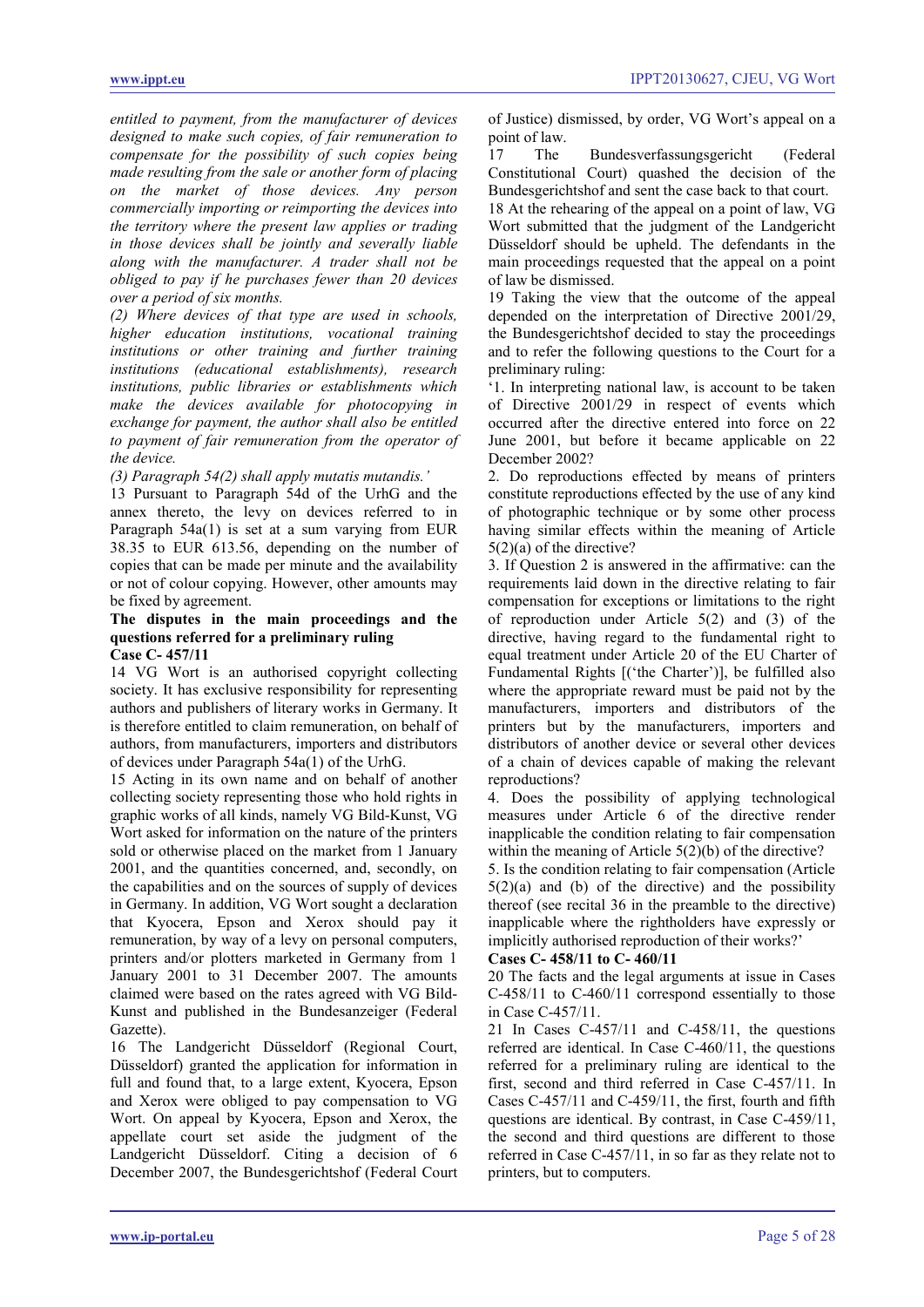*entitled to payment, from the manufacturer of devices designed to make such copies, of fair remuneration to compensate for the possibility of such copies being made resulting from the sale or another form of placing on the market of those devices. Any person commercially importing or reimporting the devices into the territory where the present law applies or trading in those devices shall be jointly and severally liable along with the manufacturer. A trader shall not be obliged to pay if he purchases fewer than 20 devices over a period of six months.*

*(2) Where devices of that type are used in schools, higher education institutions, vocational training institutions or other training and further training institutions (educational establishments), research institutions, public libraries or establishments which make the devices available for photocopying in exchange for payment, the author shall also be entitled to payment of fair remuneration from the operator of the device.*

*(3) Paragraph 54(2) shall apply mutatis mutandis.'*

13 Pursuant to Paragraph 54d of the UrhG and the annex thereto, the levy on devices referred to in Paragraph 54a(1) is set at a sum varying from EUR 38.35 to EUR 613.56, depending on the number of copies that can be made per minute and the availability or not of colour copying. However, other amounts may be fixed by agreement.

**The disputes in the main proceedings and the questions referred for a preliminary ruling**

**Case C- 457/11**

14 VG Wort is an authorised copyright collecting society. It has exclusive responsibility for representing authors and publishers of literary works in Germany. It is therefore entitled to claim remuneration, on behalf of authors, from manufacturers, importers and distributors of devices under Paragraph 54a(1) of the UrhG.

15 Acting in its own name and on behalf of another collecting society representing those who hold rights in graphic works of all kinds, namely VG Bild-Kunst, VG Wort asked for information on the nature of the printers sold or otherwise placed on the market from 1 January 2001, and the quantities concerned, and, secondly, on the capabilities and on the sources of supply of devices in Germany. In addition, VG Wort sought a declaration that Kyocera, Epson and Xerox should pay it remuneration, by way of a levy on personal computers, printers and/or plotters marketed in Germany from 1 January 2001 to 31 December 2007. The amounts claimed were based on the rates agreed with VG Bild-Kunst and published in the Bundesanzeiger (Federal Gazette).

16 The Landgericht Düsseldorf (Regional Court, Düsseldorf) granted the application for information in full and found that, to a large extent, Kyocera, Epson and Xerox were obliged to pay compensation to VG Wort. On appeal by Kyocera, Epson and Xerox, the appellate court set aside the judgment of the Landgericht Düsseldorf. Citing a decision of 6 December 2007, the Bundesgerichtshof (Federal Court of Justice) dismissed, by order, VG Wort's appeal on a point of law.

17 The Bundesverfassungsgericht (Federal Constitutional Court) quashed the decision of the Bundesgerichtshof and sent the case back to that court.

18 At the rehearing of the appeal on a point of law, VG Wort submitted that the judgment of the Landgericht Düsseldorf should be upheld. The defendants in the main proceedings requested that the appeal on a point of law be dismissed.

19 Taking the view that the outcome of the appeal depended on the interpretation of Directive 2001/29, the Bundesgerichtshof decided to stay the proceedings and to refer the following questions to the Court for a preliminary ruling:

'1. In interpreting national law, is account to be taken of Directive 2001/29 in respect of events which occurred after the directive entered into force on 22 June 2001, but before it became applicable on 22 December 2002?

2. Do reproductions effected by means of printers constitute reproductions effected by the use of any kind of photographic technique or by some other process having similar effects within the meaning of Article 5(2)(a) of the directive?

3. If Question 2 is answered in the affirmative: can the requirements laid down in the directive relating to fair compensation for exceptions or limitations to the right of reproduction under Article 5(2) and (3) of the directive, having regard to the fundamental right to equal treatment under Article 20 of the EU Charter of Fundamental Rights [('the Charter')], be fulfilled also where the appropriate reward must be paid not by the manufacturers, importers and distributors of the printers but by the manufacturers, importers and distributors of another device or several other devices of a chain of devices capable of making the relevant reproductions?

4. Does the possibility of applying technological measures under Article 6 of the directive render inapplicable the condition relating to fair compensation within the meaning of Article 5(2)(b) of the directive?

5. Is the condition relating to fair compensation (Article 5(2)(a) and (b) of the directive) and the possibility thereof (see recital 36 in the preamble to the directive) inapplicable where the rightholders have expressly or implicitly authorised reproduction of their works?'

**Cases C- 458/11 to C- 460/11**

20 The facts and the legal arguments at issue in Cases C-458/11 to C-460/11 correspond essentially to those in Case C-457/11.

21 In Cases C-457/11 and C-458/11, the questions referred are identical. In Case C-460/11, the questions referred for a preliminary ruling are identical to the first, second and third referred in Case C-457/11. In Cases C-457/11 and C-459/11, the first, fourth and fifth questions are identical. By contrast, in Case C-459/11, the second and third questions are different to those referred in Case C-457/11, in so far as they relate not to printers, but to computers.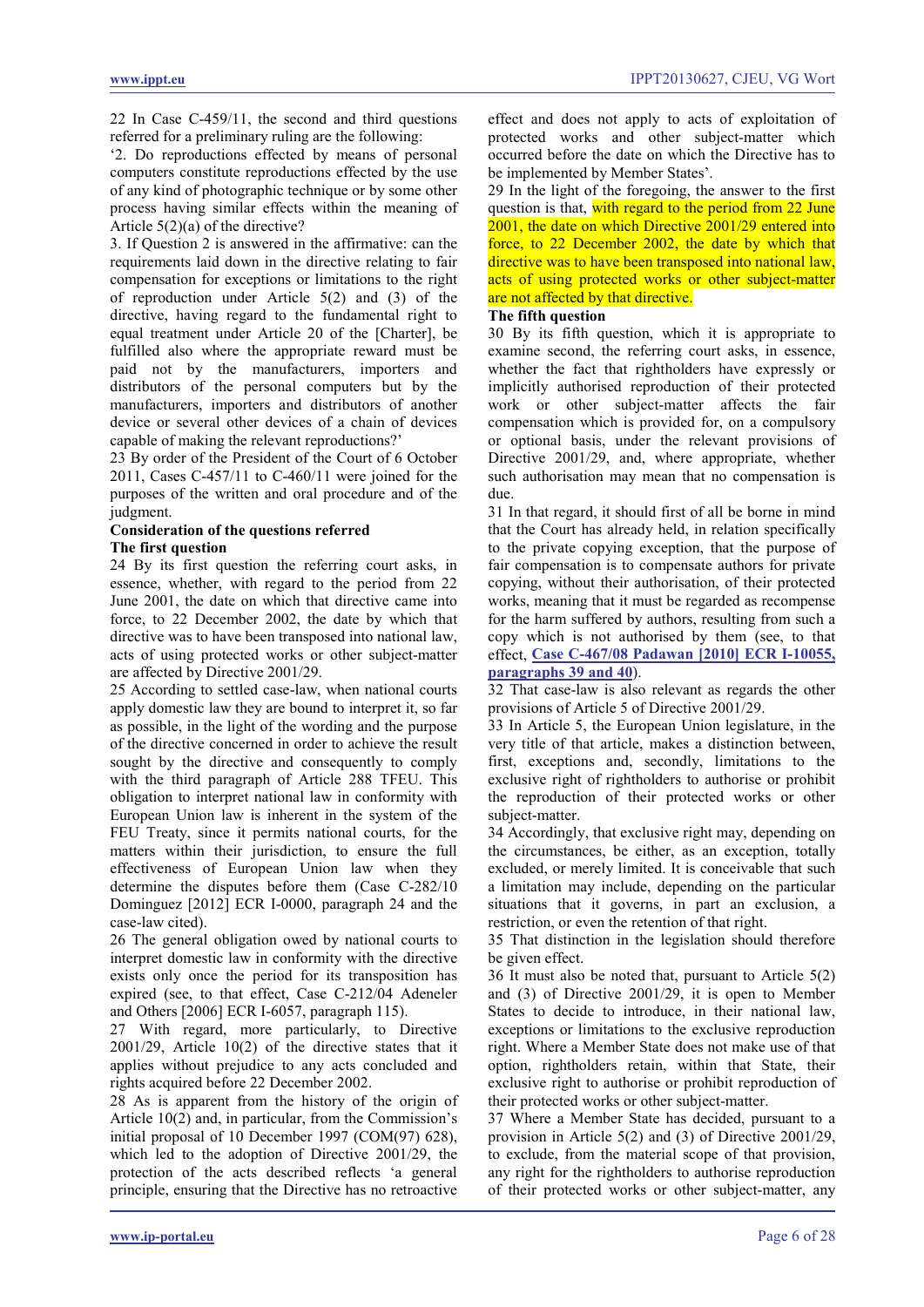22 In Case C-459/11, the second and third questions referred for a preliminary ruling are the following:

'2. Do reproductions effected by means of personal computers constitute reproductions effected by the use of any kind of photographic technique or by some other process having similar effects within the meaning of Article 5(2)(a) of the directive?

3. If Question 2 is answered in the affirmative: can the requirements laid down in the directive relating to fair compensation for exceptions or limitations to the right of reproduction under Article 5(2) and (3) of the directive, having regard to the fundamental right to equal treatment under Article 20 of the [Charter], be fulfilled also where the appropriate reward must be paid not by the manufacturers, importers and distributors of the personal computers but by the manufacturers, importers and distributors of another device or several other devices of a chain of devices capable of making the relevant reproductions?'

23 By order of the President of the Court of 6 October 2011, Cases C-457/11 to C-460/11 were joined for the purposes of the written and oral procedure and of the judgment.

**Consideration of the questions referred**

**The first question**

24 By its first question the referring court asks, in essence, whether, with regard to the period from 22 June 2001, the date on which that directive came into force, to 22 December 2002, the date by which that directive was to have been transposed into national law, acts of using protected works or other subject-matter are affected by Directive 2001/29.

25 According to settled case-law, when national courts apply domestic law they are bound to interpret it, so far as possible, in the light of the wording and the purpose of the directive concerned in order to achieve the result sought by the directive and consequently to comply with the third paragraph of Article 288 TFEU. This obligation to interpret national law in conformity with European Union law is inherent in the system of the FEU Treaty, since it permits national courts, for the matters within their jurisdiction, to ensure the full effectiveness of European Union law when they determine the disputes before them (Case C-282/10 Dominguez [2012] ECR I-0000, paragraph 24 and the case-law cited).

26 The general obligation owed by national courts to interpret domestic law in conformity with the directive exists only once the period for its transposition has expired (see, to that effect, Case C-212/04 Adeneler and Others [2006] ECR I-6057, paragraph 115).

27 With regard, more particularly, to Directive 2001/29, Article 10(2) of the directive states that it applies without prejudice to any acts concluded and rights acquired before 22 December 2002.

28 As is apparent from the history of the origin of Article 10(2) and, in particular, from the Commission's initial proposal of 10 December 1997 (COM(97) 628), which led to the adoption of Directive 2001/29, the protection of the acts described reflects 'a general principle, ensuring that the Directive has no retroactive effect and does not apply to acts of exploitation of protected works and other subject-matter which occurred before the date on which the Directive has to be implemented by Member States'.

29 In the light of the foregoing, the answer to the first question is that, with regard to the period from 22 June 2001, the date on which Directive 2001/29 entered into force, to 22 December 2002, the date by which that directive was to have been transposed into national law, acts of using protected works or other subject-matter are not affected by that directive.

**The fifth question**

30 By its fifth question, which it is appropriate to examine second, the referring court asks, in essence, whether the fact that rightholders have expressly or implicitly authorised reproduction of their protected work or other subject-matter affects the fair compensation which is provided for, on a compulsory or optional basis, under the relevant provisions of Directive 2001/29, and, where appropriate, whether such authorisation may mean that no compensation is due.

31 In that regard, it should first of all be borne in mind that the Court has already held, in relation specifically to the private copying exception, that the purpose of fair compensation is to compensate authors for private copying, without their authorisation, of their protected works, meaning that it must be regarded as recompense for the harm suffered by authors, resulting from such a copy which is not authorised by them (see, to that effect, **Case C-467/08 Padawan [2010] ECR I-10055, paragraphs 39 and 40**).

32 That case-law is also relevant as regards the other provisions of Article 5 of Directive 2001/29.

33 In Article 5, the European Union legislature, in the very title of that article, makes a distinction between, first, exceptions and, secondly, limitations to the exclusive right of rightholders to authorise or prohibit the reproduction of their protected works or other subject-matter.

34 Accordingly, that exclusive right may, depending on the circumstances, be either, as an exception, totally excluded, or merely limited. It is conceivable that such a limitation may include, depending on the particular situations that it governs, in part an exclusion, a restriction, or even the retention of that right.

35 That distinction in the legislation should therefore be given effect.

36 It must also be noted that, pursuant to Article 5(2) and (3) of Directive 2001/29, it is open to Member States to decide to introduce, in their national law, exceptions or limitations to the exclusive reproduction right. Where a Member State does not make use of that option, rightholders retain, within that State, their exclusive right to authorise or prohibit reproduction of their protected works or other subject-matter.

37 Where a Member State has decided, pursuant to a provision in Article 5(2) and (3) of Directive 2001/29, to exclude, from the material scope of that provision, any right for the rightholders to authorise reproduction of their protected works or other subject-matter, any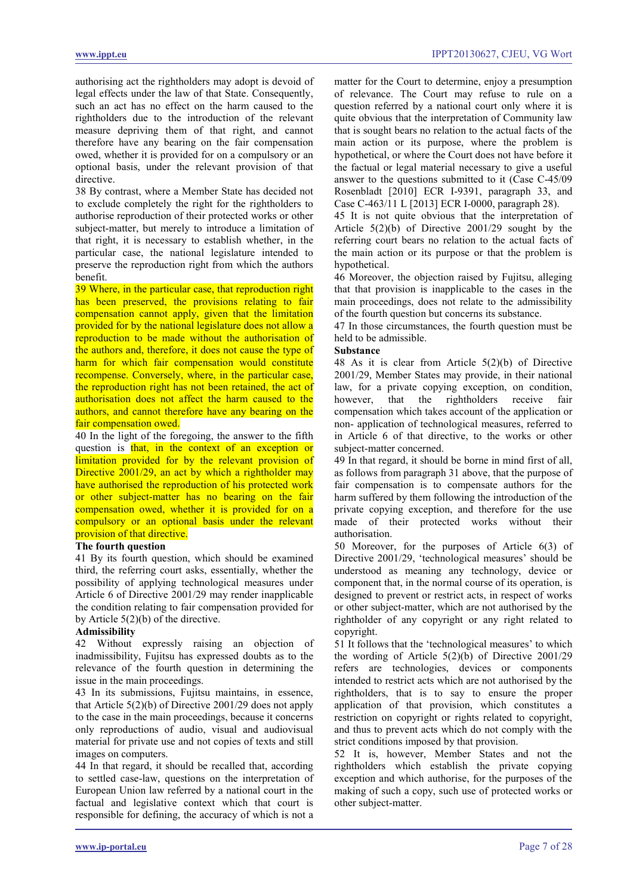authorising act the rightholders may adopt is devoid of legal effects under the law of that State. Consequently, such an act has no effect on the harm caused to the rightholders due to the introduction of the relevant measure depriving them of that right, and cannot therefore have any bearing on the fair compensation owed, whether it is provided for on a compulsory or an optional basis, under the relevant provision of that directive.

38 By contrast, where a Member State has decided not to exclude completely the right for the rightholders to authorise reproduction of their protected works or other subject-matter, but merely to introduce a limitation of that right, it is necessary to establish whether, in the particular case, the national legislature intended to preserve the reproduction right from which the authors benefit.

39 Where, in the particular case, that reproduction right has been preserved, the provisions relating to fair compensation cannot apply, given that the limitation provided for by the national legislature does not allow a reproduction to be made without the authorisation of the authors and, therefore, it does not cause the type of harm for which fair compensation would constitute recompense. Conversely, where, in the particular case, the reproduction right has not been retained, the act of authorisation does not affect the harm caused to the authors, and cannot therefore have any bearing on the fair compensation owed.

40 In the light of the foregoing, the answer to the fifth question is that, in the context of an exception or limitation provided for by the relevant provision of Directive 2001/29, an act by which a rightholder may have authorised the reproduction of his protected work or other subject-matter has no bearing on the fair compensation owed, whether it is provided for on a compulsory or an optional basis under the relevant provision of that directive.

**The fourth question**

41 By its fourth question, which should be examined third, the referring court asks, essentially, whether the possibility of applying technological measures under Article 6 of Directive 2001/29 may render inapplicable the condition relating to fair compensation provided for by Article 5(2)(b) of the directive.

**Admissibility**

42 Without expressly raising an objection of inadmissibility, Fujitsu has expressed doubts as to the relevance of the fourth question in determining the issue in the main proceedings.

43 In its submissions, Fujitsu maintains, in essence, that Article 5(2)(b) of Directive 2001/29 does not apply to the case in the main proceedings, because it concerns only reproductions of audio, visual and audiovisual material for private use and not copies of texts and still images on computers.

44 In that regard, it should be recalled that, according to settled case-law, questions on the interpretation of European Union law referred by a national court in the factual and legislative context which that court is responsible for defining, the accuracy of which is not a matter for the Court to determine, enjoy a presumption of relevance. The Court may refuse to rule on a question referred by a national court only where it is quite obvious that the interpretation of Community law that is sought bears no relation to the actual facts of the main action or its purpose, where the problem is hypothetical, or where the Court does not have before it the factual or legal material necessary to give a useful answer to the questions submitted to it (Case C-45/09 Rosenbladt [2010] ECR I-9391, paragraph 33, and Case C-463/11 L [2013] ECR I-0000, paragraph 28).

45 It is not quite obvious that the interpretation of Article 5(2)(b) of Directive 2001/29 sought by the referring court bears no relation to the actual facts of the main action or its purpose or that the problem is hypothetical.

46 Moreover, the objection raised by Fujitsu, alleging that that provision is inapplicable to the cases in the main proceedings, does not relate to the admissibility of the fourth question but concerns its substance.

47 In those circumstances, the fourth question must be held to be admissible.

**Substance**

48 As it is clear from Article 5(2)(b) of Directive 2001/29, Member States may provide, in their national law, for a private copying exception, on condition, however, that the rightholders receive fair compensation which takes account of the application or non- application of technological measures, referred to in Article 6 of that directive, to the works or other subject-matter concerned.

49 In that regard, it should be borne in mind first of all, as follows from paragraph 31 above, that the purpose of fair compensation is to compensate authors for the harm suffered by them following the introduction of the private copying exception, and therefore for the use made of their protected works without their authorisation.

50 Moreover, for the purposes of Article 6(3) of Directive 2001/29, 'technological measures' should be understood as meaning any technology, device or component that, in the normal course of its operation, is designed to prevent or restrict acts, in respect of works or other subject-matter, which are not authorised by the rightholder of any copyright or any right related to copyright.

51 It follows that the 'technological measures' to which the wording of Article 5(2)(b) of Directive 2001/29 refers are technologies, devices or components intended to restrict acts which are not authorised by the rightholders, that is to say to ensure the proper application of that provision, which constitutes a restriction on copyright or rights related to copyright, and thus to prevent acts which do not comply with the strict conditions imposed by that provision.

52 It is, however, Member States and not the rightholders which establish the private copying exception and which authorise, for the purposes of the making of such a copy, such use of protected works or other subject-matter.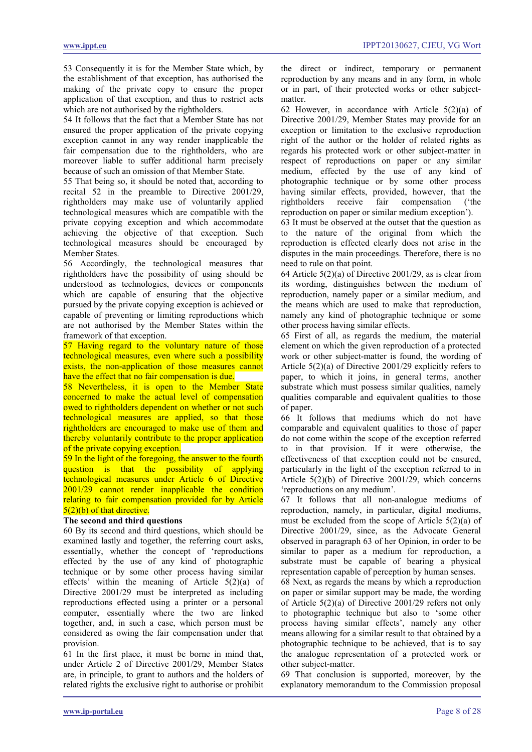53 Consequently it is for the Member State which, by the establishment of that exception, has authorised the making of the private copy to ensure the proper application of that exception, and thus to restrict acts which are not authorised by the rightholders.

54 It follows that the fact that a Member State has not ensured the proper application of the private copying exception cannot in any way render inapplicable the fair compensation due to the rightholders, who are moreover liable to suffer additional harm precisely because of such an omission of that Member State.

55 That being so, it should be noted that, according to recital 52 in the preamble to Directive 2001/29, rightholders may make use of voluntarily applied technological measures which are compatible with the private copying exception and which accommodate achieving the objective of that exception. Such technological measures should be encouraged by Member States.

56 Accordingly, the technological measures that rightholders have the possibility of using should be understood as technologies, devices or components which are capable of ensuring that the objective pursued by the private copying exception is achieved or capable of preventing or limiting reproductions which are not authorised by the Member States within the framework of that exception.

57 Having regard to the voluntary nature of those technological measures, even where such a possibility exists, the non-application of those measures cannot have the effect that no fair compensation is due.

58 Nevertheless, it is open to the Member State concerned to make the actual level of compensation owed to rightholders dependent on whether or not such technological measures are applied, so that those rightholders are encouraged to make use of them and thereby voluntarily contribute to the proper application of the private copying exception.

59 In the light of the foregoing, the answer to the fourth question is that the possibility of applying technological measures under Article 6 of Directive 2001/29 cannot render inapplicable the condition relating to fair compensation provided for by Article 5(2)(b) of that directive.

**The second and third questions**

60 By its second and third questions, which should be examined lastly and together, the referring court asks, essentially, whether the concept of 'reproductions effected by the use of any kind of photographic technique or by some other process having similar effects' within the meaning of Article 5(2)(a) of Directive 2001/29 must be interpreted as including reproductions effected using a printer or a personal computer, essentially where the two are linked together, and, in such a case, which person must be considered as owing the fair compensation under that provision.

61 In the first place, it must be borne in mind that, under Article 2 of Directive 2001/29, Member States are, in principle, to grant to authors and the holders of related rights the exclusive right to authorise or prohibit the direct or indirect, temporary or permanent reproduction by any means and in any form, in whole or in part, of their protected works or other subject-matter.

62 However, in accordance with Article 5(2)(a) of Directive 2001/29, Member States may provide for an exception or limitation to the exclusive reproduction right of the author or the holder of related rights as regards his protected work or other subject-matter in respect of reproductions on paper or any similar medium, effected by the use of any kind of photographic technique or by some other process having similar effects, provided, however, that the rightholders receive fair compensation ('the reproduction on paper or similar medium exception').

63 It must be observed at the outset that the question as to the nature of the original from which the reproduction is effected clearly does not arise in the disputes in the main proceedings. Therefore, there is no need to rule on that point.

64 Article 5(2)(a) of Directive 2001/29, as is clear from its wording, distinguishes between the medium of reproduction, namely paper or a similar medium, and the means which are used to make that reproduction, namely any kind of photographic technique or some other process having similar effects.

65 First of all, as regards the medium, the material element on which the given reproduction of a protected work or other subject-matter is found, the wording of Article 5(2)(a) of Directive 2001/29 explicitly refers to paper, to which it joins, in general terms, another substrate which must possess similar qualities, namely qualities comparable and equivalent qualities to those of paper.

66 It follows that mediums which do not have comparable and equivalent qualities to those of paper do not come within the scope of the exception referred to in that provision. If it were otherwise, the effectiveness of that exception could not be ensured, particularly in the light of the exception referred to in Article 5(2)(b) of Directive 2001/29, which concerns 'reproductions on any medium'.

67 It follows that all non-analogue mediums of reproduction, namely, in particular, digital mediums, must be excluded from the scope of Article 5(2)(a) of Directive 2001/29, since, as the Advocate General observed in paragraph 63 of her Opinion, in order to be similar to paper as a medium for reproduction, a substrate must be capable of bearing a physical representation capable of perception by human senses.

68 Next, as regards the means by which a reproduction on paper or similar support may be made, the wording of Article 5(2)(a) of Directive 2001/29 refers not only to photographic technique but also to 'some other process having similar effects', namely any other means allowing for a similar result to that obtained by a photographic technique to be achieved, that is to say the analogue representation of a protected work or other subject-matter.

69 That conclusion is supported, moreover, by the explanatory memorandum to the Commission proposal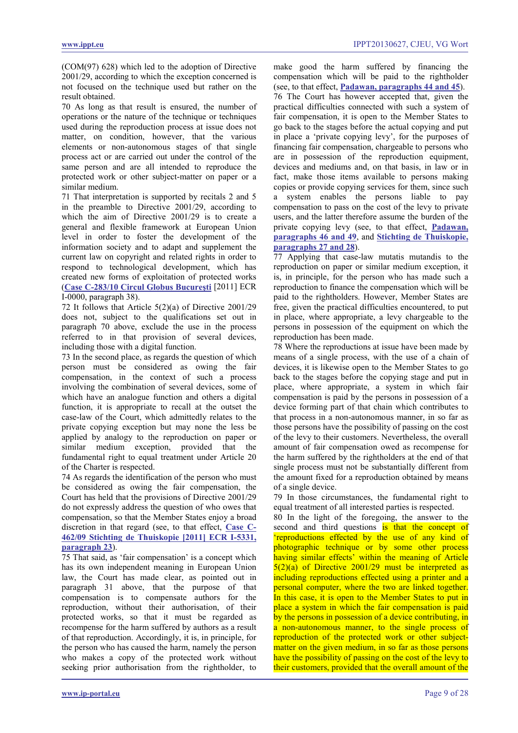(COM(97) 628) which led to the adoption of Directive 2001/29, according to which the exception concerned is not focused on the technique used but rather on the result obtained.

70 As long as that result is ensured, the number of operations or the nature of the technique or techniques used during the reproduction process at issue does not matter, on condition, however, that the various elements or non-autonomous stages of that single process act or are carried out under the control of the same person and are all intended to reproduce the protected work or other subject-matter on paper or a similar medium.

71 That interpretation is supported by recitals 2 and 5 in the preamble to Directive 2001/29, according to which the aim of Directive 2001/29 is to create a general and flexible framework at European Union level in order to foster the development of the information society and to adapt and supplement the current law on copyright and related rights in order to respond to technological development, which has created new forms of exploitation of protected works (**Case C-283/10 Circul Globus Bucureşti** [2011] ECR I-0000, paragraph 38).

72 It follows that Article 5(2)(a) of Directive 2001/29 does not, subject to the qualifications set out in paragraph 70 above, exclude the use in the process referred to in that provision of several devices, including those with a digital function.

73 In the second place, as regards the question of which person must be considered as owing the fair compensation, in the context of such a process involving the combination of several devices, some of which have an analogue function and others a digital function, it is appropriate to recall at the outset the case-law of the Court, which admittedly relates to the private copying exception but may none the less be applied by analogy to the reproduction on paper or similar medium exception, provided that the fundamental right to equal treatment under Article 20 of the Charter is respected.

74 As regards the identification of the person who must be considered as owing the fair compensation, the Court has held that the provisions of Directive 2001/29 do not expressly address the question of who owes that compensation, so that the Member States enjoy a broad discretion in that regard (see, to that effect, **Case C-462/09 Stichting de Thuiskopie [2011] ECR I-5331, paragraph 23**).

75 That said, as 'fair compensation' is a concept which has its own independent meaning in European Union law, the Court has made clear, as pointed out in paragraph 31 above, that the purpose of that compensation is to compensate authors for the reproduction, without their authorisation, of their protected works, so that it must be regarded as recompense for the harm suffered by authors as a result of that reproduction. Accordingly, it is, in principle, for the person who has caused the harm, namely the person who makes a copy of the protected work without seeking prior authorisation from the rightholder, to make good the harm suffered by financing the compensation which will be paid to the rightholder (see, to that effect, **Padawan, paragraphs 44 and 45**).

76 The Court has however accepted that, given the practical difficulties connected with such a system of fair compensation, it is open to the Member States to go back to the stages before the actual copying and put in place a 'private copying levy', for the purposes of financing fair compensation, chargeable to persons who are in possession of the reproduction equipment, devices and mediums and, on that basis, in law or in fact, make those items available to persons making copies or provide copying services for them, since such a system enables the persons liable to pay compensation to pass on the cost of the levy to private users, and the latter therefore assume the burden of the private copying levy (see, to that effect, **Padawan, paragraphs 46 and 49**, and **Stichting de Thuiskopie, paragraphs 27 and 28**).

77 Applying that case-law mutatis mutandis to the reproduction on paper or similar medium exception, it is, in principle, for the person who has made such a reproduction to finance the compensation which will be paid to the rightholders. However, Member States are free, given the practical difficulties encountered, to put in place, where appropriate, a levy chargeable to the persons in possession of the equipment on which the reproduction has been made.

78 Where the reproductions at issue have been made by means of a single process, with the use of a chain of devices, it is likewise open to the Member States to go back to the stages before the copying stage and put in place, where appropriate, a system in which fair compensation is paid by the persons in possession of a device forming part of that chain which contributes to that process in a non-autonomous manner, in so far as those persons have the possibility of passing on the cost of the levy to their customers. Nevertheless, the overall amount of fair compensation owed as recompense for the harm suffered by the rightholders at the end of that single process must not be substantially different from the amount fixed for a reproduction obtained by means of a single device.

79 In those circumstances, the fundamental right to equal treatment of all interested parties is respected.

80 In the light of the foregoing, the answer to the second and third questions is that the concept of 'reproductions effected by the use of any kind of photographic technique or by some other process having similar effects' within the meaning of Article 5(2)(a) of Directive 2001/29 must be interpreted as including reproductions effected using a printer and a personal computer, where the two are linked together. In this case, it is open to the Member States to put in place a system in which the fair compensation is paid by the persons in possession of a device contributing, in a non-autonomous manner, to the single process of reproduction of the protected work or other subject-matter on the given medium, in so far as those persons have the possibility of passing on the cost of the levy to their customers, provided that the overall amount of the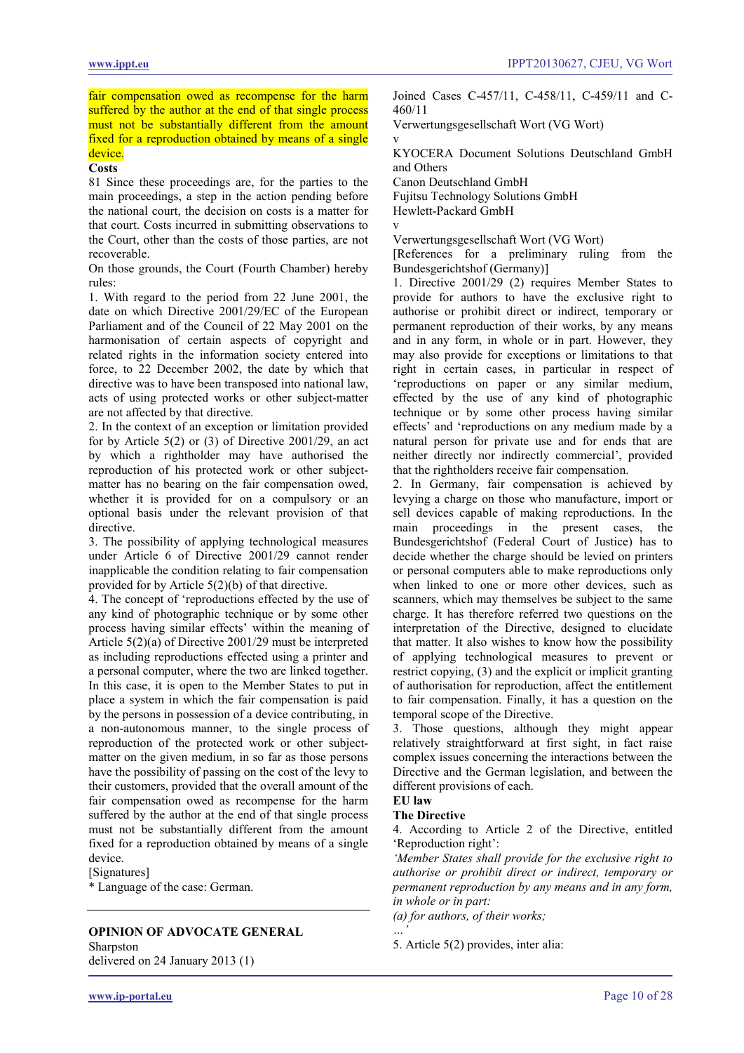fair compensation owed as recompense for the harm suffered by the author at the end of that single process must not be substantially different from the amount fixed for a reproduction obtained by means of a single device.

**Costs**

81 Since these proceedings are, for the parties to the main proceedings, a step in the action pending before the national court, the decision on costs is a matter for that court. Costs incurred in submitting observations to the Court, other than the costs of those parties, are not recoverable.

On those grounds, the Court (Fourth Chamber) hereby rules:

1. With regard to the period from 22 June 2001, the date on which Directive 2001/29/EC of the European Parliament and of the Council of 22 May 2001 on the harmonisation of certain aspects of copyright and related rights in the information society entered into force, to 22 December 2002, the date by which that directive was to have been transposed into national law, acts of using protected works or other subject-matter are not affected by that directive.

2. In the context of an exception or limitation provided for by Article 5(2) or (3) of Directive 2001/29, an act by which a rightholder may have authorised the reproduction of his protected work or other subject-matter has no bearing on the fair compensation owed, whether it is provided for on a compulsory or an optional basis under the relevant provision of that directive.

3. The possibility of applying technological measures under Article 6 of Directive 2001/29 cannot render inapplicable the condition relating to fair compensation provided for by Article 5(2)(b) of that directive.

4. The concept of 'reproductions effected by the use of any kind of photographic technique or by some other process having similar effects' within the meaning of Article 5(2)(a) of Directive 2001/29 must be interpreted as including reproductions effected using a printer and a personal computer, where the two are linked together. In this case, it is open to the Member States to put in place a system in which the fair compensation is paid by the persons in possession of a device contributing, in a non-autonomous manner, to the single process of reproduction of the protected work or other subject-matter on the given medium, in so far as those persons have the possibility of passing on the cost of the levy to their customers, provided that the overall amount of the fair compensation owed as recompense for the harm suffered by the author at the end of that single process must not be substantially different from the amount fixed for a reproduction obtained by means of a single device.

[Signatures]

* Language of the case: German.

---

**OPINION OF ADVOCATE GENERAL**

Sharpston

delivered on 24 January 2013 (1)

Joined Cases C-457/11, C-458/11, C-459/11 and C-460/11

Verwertungsgesellschaft Wort (VG Wort)

v

KYOCERA Document Solutions Deutschland GmbH and Others

Canon Deutschland GmbH

Fujitsu Technology Solutions GmbH

Hewlett-Packard GmbH

v

Verwertungsgesellschaft Wort (VG Wort)

[References for a preliminary ruling from the Bundesgerichtshof (Germany)]

1. Directive 2001/29 (2) requires Member States to provide for authors to have the exclusive right to authorise or prohibit direct or indirect, temporary or permanent reproduction of their works, by any means and in any form, in whole or in part. However, they may also provide for exceptions or limitations to that right in certain cases, in particular in respect of 'reproductions on paper or any similar medium, effected by the use of any kind of photographic technique or by some other process having similar effects' and 'reproductions on any medium made by a natural person for private use and for ends that are neither directly nor indirectly commercial', provided that the rightholders receive fair compensation.

2. In Germany, fair compensation is achieved by levying a charge on those who manufacture, import or sell devices capable of making reproductions. In the main proceedings in the present cases, the Bundesgerichtshof (Federal Court of Justice) has to decide whether the charge should be levied on printers or personal computers able to make reproductions only when linked to one or more other devices, such as scanners, which may themselves be subject to the same charge. It has therefore referred two questions on the interpretation of the Directive, designed to elucidate that matter. It also wishes to know how the possibility of applying technological measures to prevent or restrict copying, (3) and the explicit or implicit granting of authorisation for reproduction, affect the entitlement to fair compensation. Finally, it has a question on the temporal scope of the Directive.

3. Those questions, although they might appear relatively straightforward at first sight, in fact raise complex issues concerning the interactions between the Directive and the German legislation, and between the different provisions of each.

**EU law**

**The Directive**

4. According to Article 2 of the Directive, entitled 'Reproduction right':

*'Member States shall provide for the exclusive right to authorise or prohibit direct or indirect, temporary or permanent reproduction by any means and in any form, in whole or in part:*

*(a) for authors, of their works;*

*…'*

5. Article 5(2) provides, inter alia: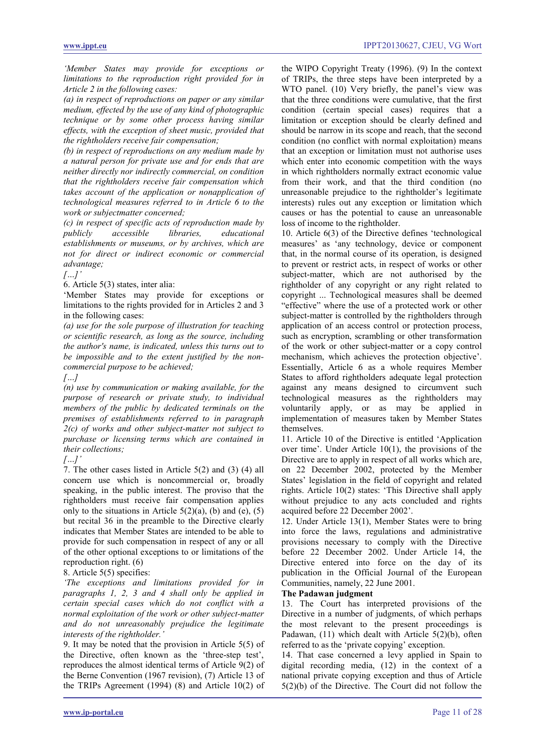*'Member States may provide for exceptions or limitations to the reproduction right provided for in Article 2 in the following cases:*

*(a) in respect of reproductions on paper or any similar medium, effected by the use of any kind of photographic technique or by some other process having similar effects, with the exception of sheet music, provided that the rightholders receive fair compensation;*

*(b) in respect of reproductions on any medium made by a natural person for private use and for ends that are neither directly nor indirectly commercial, on condition that the rightholders receive fair compensation which takes account of the application or nonapplication of technological measures referred to in Article 6 to the work or subjectmatter concerned;*

*(c) in respect of specific acts of reproduction made by publicly accessible libraries, educational establishments or museums, or by archives, which are not for direct or indirect economic or commercial advantage;*

*[…]'*

6. Article 5(3) states, inter alia:

'Member States may provide for exceptions or limitations to the rights provided for in Articles 2 and 3 in the following cases:

*(a) use for the sole purpose of illustration for teaching or scientific research, as long as the source, including the author's name, is indicated, unless this turns out to be impossible and to the extent justified by the non-commercial purpose to be achieved;*

*[…]*

*(n) use by communication or making available, for the purpose of research or private study, to individual members of the public by dedicated terminals on the premises of establishments referred to in paragraph 2(c) of works and other subject-matter not subject to purchase or licensing terms which are contained in their collections;*

*[…]'*

7. The other cases listed in Article 5(2) and (3) (4) all concern use which is noncommercial or, broadly speaking, in the public interest. The proviso that the rightholders must receive fair compensation applies only to the situations in Article 5(2)(a), (b) and (e), (5) but recital 36 in the preamble to the Directive clearly indicates that Member States are intended to be able to provide for such compensation in respect of any or all of the other optional exceptions to or limitations of the reproduction right. (6)

8. Article 5(5) specifies:

*'The exceptions and limitations provided for in paragraphs 1, 2, 3 and 4 shall only be applied in certain special cases which do not conflict with a normal exploitation of the work or other subject-matter and do not unreasonably prejudice the legitimate interests of the rightholder.'*

9. It may be noted that the provision in Article 5(5) of the Directive, often known as the 'three-step test', reproduces the almost identical terms of Article 9(2) of the Berne Convention (1967 revision), (7) Article 13 of the TRIPs Agreement (1994) (8) and Article 10(2) of the WIPO Copyright Treaty (1996). (9) In the context of TRIPs, the three steps have been interpreted by a WTO panel. (10) Very briefly, the panel's view was that the three conditions were cumulative, that the first condition (certain special cases) requires that a limitation or exception should be clearly defined and should be narrow in its scope and reach, that the second condition (no conflict with normal exploitation) means that an exception or limitation must not authorise uses which enter into economic competition with the ways in which rightholders normally extract economic value from their work, and that the third condition (no unreasonable prejudice to the rightholder's legitimate interests) rules out any exception or limitation which causes or has the potential to cause an unreasonable loss of income to the rightholder.

10. Article 6(3) of the Directive defines 'technological measures' as 'any technology, device or component that, in the normal course of its operation, is designed to prevent or restrict acts, in respect of works or other subject-matter, which are not authorised by the rightholder of any copyright or any right related to copyright ... Technological measures shall be deemed "effective" where the use of a protected work or other subject-matter is controlled by the rightholders through application of an access control or protection process, such as encryption, scrambling or other transformation of the work or other subject-matter or a copy control mechanism, which achieves the protection objective'. Essentially, Article 6 as a whole requires Member States to afford rightholders adequate legal protection against any means designed to circumvent such technological measures as the rightholders may voluntarily apply, or as may be applied in implementation of measures taken by Member States themselves.

11. Article 10 of the Directive is entitled 'Application over time'. Under Article 10(1), the provisions of the Directive are to apply in respect of all works which are, on 22 December 2002, protected by the Member States' legislation in the field of copyright and related rights. Article 10(2) states: 'This Directive shall apply without prejudice to any acts concluded and rights acquired before 22 December 2002'.

12. Under Article 13(1), Member States were to bring into force the laws, regulations and administrative provisions necessary to comply with the Directive before 22 December 2002. Under Article 14, the Directive entered into force on the day of its publication in the Official Journal of the European Communities, namely, 22 June 2001.

**The Padawan judgment**

13. The Court has interpreted provisions of the Directive in a number of judgments, of which perhaps the most relevant to the present proceedings is Padawan, (11) which dealt with Article 5(2)(b), often referred to as the 'private copying' exception.

14. That case concerned a levy applied in Spain to digital recording media, (12) in the context of a national private copying exception and thus of Article 5(2)(b) of the Directive. The Court did not follow the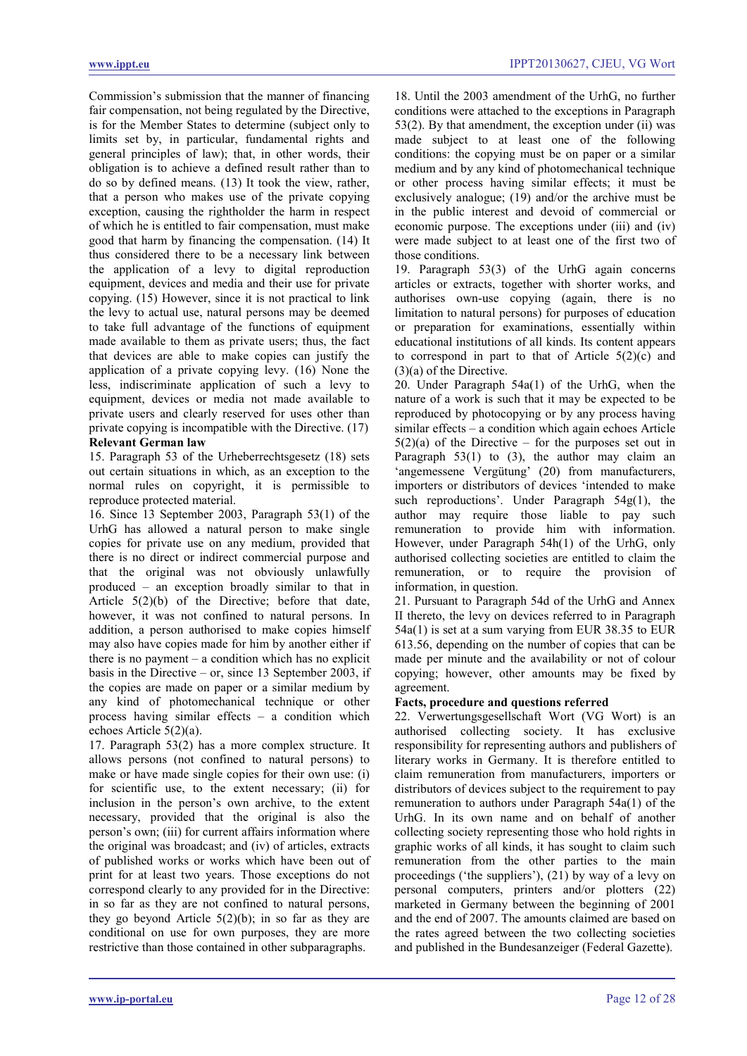Commission's submission that the manner of financing fair compensation, not being regulated by the Directive, is for the Member States to determine (subject only to limits set by, in particular, fundamental rights and general principles of law); that, in other words, their obligation is to achieve a defined result rather than to do so by defined means. (13) It took the view, rather, that a person who makes use of the private copying exception, causing the rightholder the harm in respect of which he is entitled to fair compensation, must make good that harm by financing the compensation. (14) It thus considered there to be a necessary link between the application of a levy to digital reproduction equipment, devices and media and their use for private copying. (15) However, since it is not practical to link the levy to actual use, natural persons may be deemed to take full advantage of the functions of equipment made available to them as private users; thus, the fact that devices are able to make copies can justify the application of a private copying levy. (16) None the less, indiscriminate application of such a levy to equipment, devices or media not made available to private users and clearly reserved for uses other than private copying is incompatible with the Directive. (17)

**Relevant German law**

15. Paragraph 53 of the Urheberrechtsgesetz (18) sets out certain situations in which, as an exception to the normal rules on copyright, it is permissible to reproduce protected material.

16. Since 13 September 2003, Paragraph 53(1) of the UrhG has allowed a natural person to make single copies for private use on any medium, provided that there is no direct or indirect commercial purpose and that the original was not obviously unlawfully produced – an exception broadly similar to that in Article 5(2)(b) of the Directive; before that date, however, it was not confined to natural persons. In addition, a person authorised to make copies himself may also have copies made for him by another either if there is no payment – a condition which has no explicit basis in the Directive – or, since 13 September 2003, if the copies are made on paper or a similar medium by any kind of photomechanical technique or other process having similar effects – a condition which echoes Article 5(2)(a).

17. Paragraph 53(2) has a more complex structure. It allows persons (not confined to natural persons) to make or have made single copies for their own use: (i) for scientific use, to the extent necessary; (ii) for inclusion in the person's own archive, to the extent necessary, provided that the original is also the person's own; (iii) for current affairs information where the original was broadcast; and (iv) of articles, extracts of published works or works which have been out of print for at least two years. Those exceptions do not correspond clearly to any provided for in the Directive: in so far as they are not confined to natural persons, they go beyond Article 5(2)(b); in so far as they are conditional on use for own purposes, they are more restrictive than those contained in other subparagraphs.

18. Until the 2003 amendment of the UrhG, no further conditions were attached to the exceptions in Paragraph 53(2). By that amendment, the exception under (ii) was made subject to at least one of the following conditions: the copying must be on paper or a similar medium and by any kind of photomechanical technique or other process having similar effects; it must be exclusively analogue; (19) and/or the archive must be in the public interest and devoid of commercial or economic purpose. The exceptions under (iii) and (iv) were made subject to at least one of the first two of those conditions.

19. Paragraph 53(3) of the UrhG again concerns articles or extracts, together with shorter works, and authorises own-use copying (again, there is no limitation to natural persons) for purposes of education or preparation for examinations, essentially within educational institutions of all kinds. Its content appears to correspond in part to that of Article 5(2)(c) and (3)(a) of the Directive.

20. Under Paragraph 54a(1) of the UrhG, when the nature of a work is such that it may be expected to be reproduced by photocopying or by any process having similar effects – a condition which again echoes Article 5(2)(a) of the Directive – for the purposes set out in Paragraph 53(1) to (3), the author may claim an 'angemessene Vergütung' (20) from manufacturers, importers or distributors of devices 'intended to make such reproductions'. Under Paragraph 54g(1), the author may require those liable to pay such remuneration to provide him with information. However, under Paragraph 54h(1) of the UrhG, only authorised collecting societies are entitled to claim the remuneration, or to require the provision of information, in question.

21. Pursuant to Paragraph 54d of the UrhG and Annex II thereto, the levy on devices referred to in Paragraph 54a(1) is set at a sum varying from EUR 38.35 to EUR 613.56, depending on the number of copies that can be made per minute and the availability or not of colour copying; however, other amounts may be fixed by agreement.

**Facts, procedure and questions referred**

22. Verwertungsgesellschaft Wort (VG Wort) is an authorised collecting society. It has exclusive responsibility for representing authors and publishers of literary works in Germany. It is therefore entitled to claim remuneration from manufacturers, importers or distributors of devices subject to the requirement to pay remuneration to authors under Paragraph 54a(1) of the UrhG. In its own name and on behalf of another collecting society representing those who hold rights in graphic works of all kinds, it has sought to claim such remuneration from the other parties to the main proceedings ('the suppliers'), (21) by way of a levy on personal computers, printers and/or plotters (22) marketed in Germany between the beginning of 2001 and the end of 2007. The amounts claimed are based on the rates agreed between the two collecting societies and published in the Bundesanzeiger (Federal Gazette).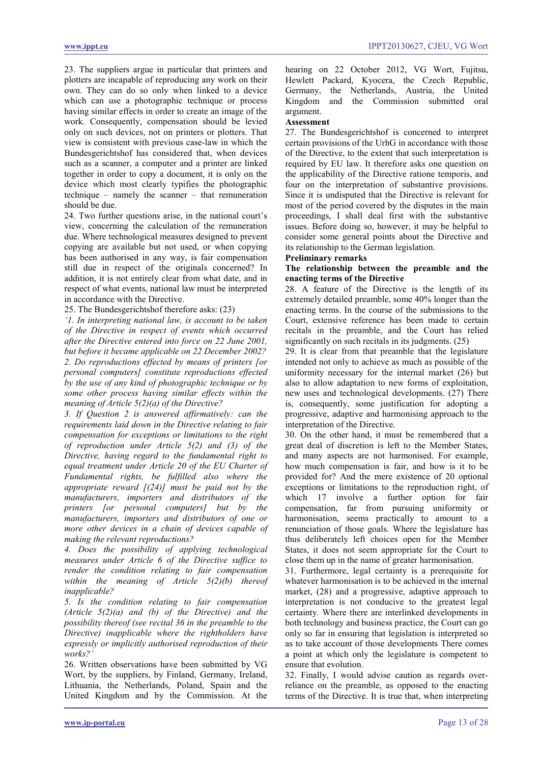23. The suppliers argue in particular that printers and plotters are incapable of reproducing any work on their own. They can do so only when linked to a device which can use a photographic technique or process having similar effects in order to create an image of the work. Consequently, compensation should be levied only on such devices, not on printers or plotters. That view is consistent with previous case-law in which the Bundesgerichtshof has considered that, when devices such as a scanner, a computer and a printer are linked together in order to copy a document, it is only on the device which most clearly typifies the photographic technique – namely the scanner – that remuneration should be due.

24. Two further questions arise, in the national court's view, concerning the calculation of the remuneration due. Where technological measures designed to prevent copying are available but not used, or when copying has been authorised in any way, is fair compensation still due in respect of the originals concerned? In addition, it is not entirely clear from what date, and in respect of what events, national law must be interpreted in accordance with the Directive.

25. The Bundesgerichtshof therefore asks: (23)

*'1. In interpreting national law, is account to be taken of the Directive in respect of events which occurred after the Directive entered into force on 22 June 2001, but before it became applicable on 22 December 2002?*

*2. Do reproductions effected by means of printers [or personal computers] constitute reproductions effected by the use of any kind of photographic technique or by some other process having similar effects within the meaning of Article 5(2)(a) of the Directive?*

*3. If Question 2 is answered affirmatively: can the requirements laid down in the Directive relating to fair compensation for exceptions or limitations to the right of reproduction under Article 5(2) and (3) of the Directive, having regard to the fundamental right to equal treatment under Article 20 of the EU Charter of Fundamental rights, be fulfilled also where the appropriate reward [(24)] must be paid not by the manufacturers, importers and distributors of the printers [or personal computers] but by the manufacturers, importers and distributors of one or more other devices in a chain of devices capable of making the relevant reproductions?*

*4. Does the possibility of applying technological measures under Article 6 of the Directive suffice to render the condition relating to fair compensation within the meaning of Article 5(2)(b) thereof inapplicable?*

*5. Is the condition relating to fair compensation (Article 5(2)(a) and (b) of the Directive) and the possibility thereof (see recital 36 in the preamble to the Directive) inapplicable where the rightholders have expressly or implicitly authorised reproduction of their works?'*

26. Written observations have been submitted by VG Wort, by the suppliers, by Finland, Germany, Ireland, Lithuania, the Netherlands, Poland, Spain and the United Kingdom and by the Commission. At the hearing on 22 October 2012, VG Wort, Fujitsu, Hewlett Packard, Kyocera, the Czech Republic, Germany, the Netherlands, Austria, the United Kingdom and the Commission submitted oral argument.

**Assessment**

27. The Bundesgerichtshof is concerned to interpret certain provisions of the UrhG in accordance with those of the Directive, to the extent that such interpretation is required by EU law. It therefore asks one question on the applicability of the Directive ratione temporis, and four on the interpretation of substantive provisions. Since it is undisputed that the Directive is relevant for most of the period covered by the disputes in the main proceedings, I shall deal first with the substantive issues. Before doing so, however, it may be helpful to consider some general points about the Directive and its relationship to the German legislation.

**Preliminary remarks**

**The relationship between the preamble and the enacting terms of the Directive**

28. A feature of the Directive is the length of its extremely detailed preamble, some 40% longer than the enacting terms. In the course of the submissions to the Court, extensive reference has been made to certain recitals in the preamble, and the Court has relied significantly on such recitals in its judgments. (25)

29. It is clear from that preamble that the legislature intended not only to achieve as much as possible of the uniformity necessary for the internal market (26) but also to allow adaptation to new forms of exploitation, new uses and technological developments. (27) There is, consequently, some justification for adopting a progressive, adaptive and harmonising approach to the interpretation of the Directive.

30. On the other hand, it must be remembered that a great deal of discretion is left to the Member States, and many aspects are not harmonised. For example, how much compensation is fair, and how is it to be provided for? And the mere existence of 20 optional exceptions or limitations to the reproduction right, of which 17 involve a further option for fair compensation, far from pursuing uniformity or harmonisation, seems practically to amount to a renunciation of those goals. Where the legislature has thus deliberately left choices open for the Member States, it does not seem appropriate for the Court to close them up in the name of greater harmonisation.

31. Furthermore, legal certainty is a prerequisite for whatever harmonisation is to be achieved in the internal market, (28) and a progressive, adaptive approach to interpretation is not conducive to the greatest legal certainty. Where there are interlinked developments in both technology and business practice, the Court can go only so far in ensuring that legislation is interpreted so as to take account of those developments There comes a point at which only the legislature is competent to ensure that evolution.

32. Finally, I would advise caution as regards over-reliance on the preamble, as opposed to the enacting terms of the Directive. It is true that, when interpreting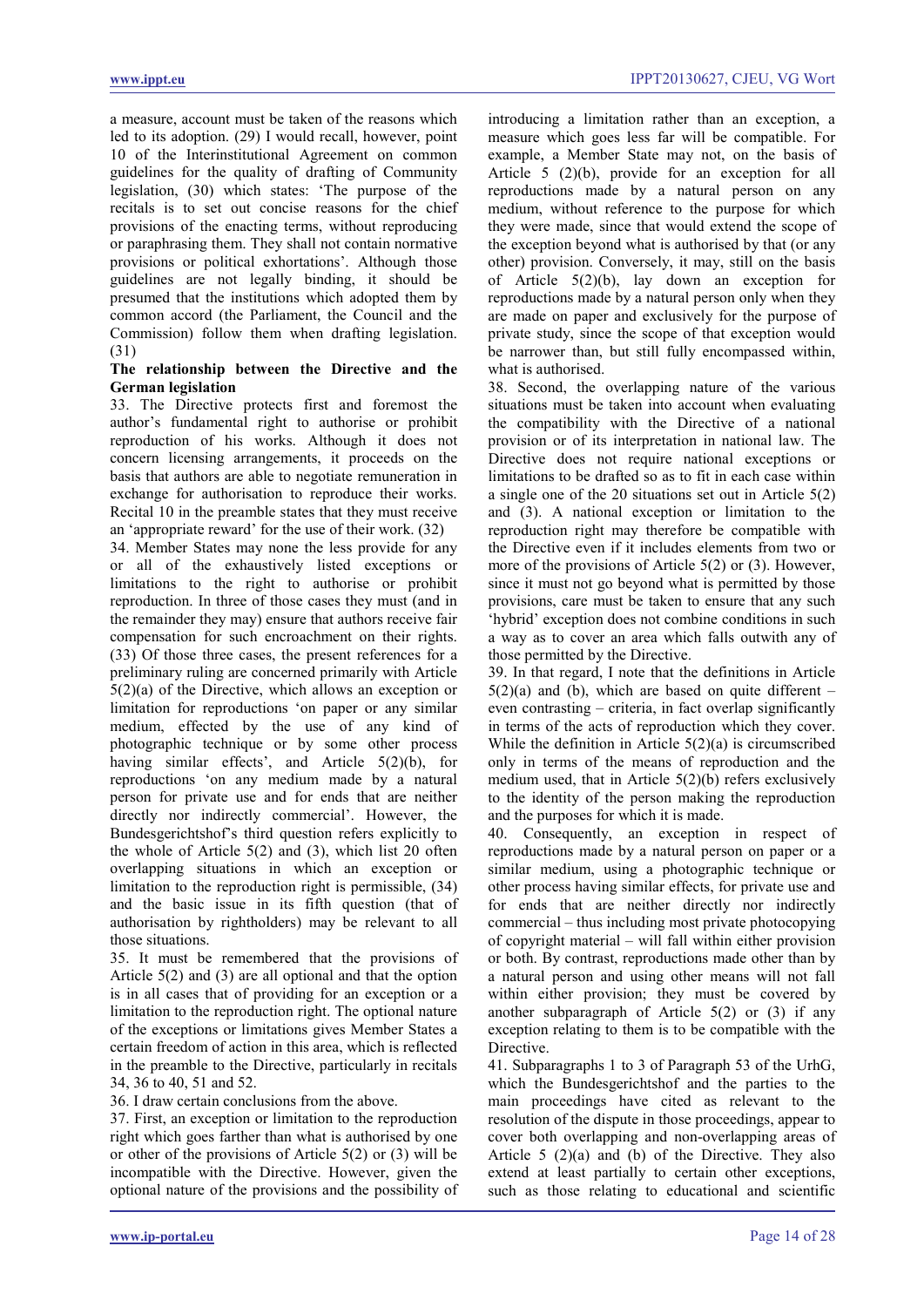a measure, account must be taken of the reasons which led to its adoption. (29) I would recall, however, point 10 of the Interinstitutional Agreement on common guidelines for the quality of drafting of Community legislation, (30) which states: 'The purpose of the recitals is to set out concise reasons for the chief provisions of the enacting terms, without reproducing or paraphrasing them. They shall not contain normative provisions or political exhortations'. Although those guidelines are not legally binding, it should be presumed that the institutions which adopted them by common accord (the Parliament, the Council and the Commission) follow them when drafting legislation. (31)

**The relationship between the Directive and the German legislation**

33. The Directive protects first and foremost the author's fundamental right to authorise or prohibit reproduction of his works. Although it does not concern licensing arrangements, it proceeds on the basis that authors are able to negotiate remuneration in exchange for authorisation to reproduce their works. Recital 10 in the preamble states that they must receive an 'appropriate reward' for the use of their work. (32)

34. Member States may none the less provide for any or all of the exhaustively listed exceptions or limitations to the right to authorise or prohibit reproduction. In three of those cases they must (and in the remainder they may) ensure that authors receive fair compensation for such encroachment on their rights. (33) Of those three cases, the present references for a preliminary ruling are concerned primarily with Article 5(2)(a) of the Directive, which allows an exception or limitation for reproductions 'on paper or any similar medium, effected by the use of any kind of photographic technique or by some other process having similar effects', and Article 5(2)(b), for reproductions 'on any medium made by a natural person for private use and for ends that are neither directly nor indirectly commercial'. However, the Bundesgerichtshof's third question refers explicitly to the whole of Article 5(2) and (3), which list 20 often overlapping situations in which an exception or limitation to the reproduction right is permissible, (34) and the basic issue in its fifth question (that of authorisation by rightholders) may be relevant to all those situations.

35. It must be remembered that the provisions of Article 5(2) and (3) are all optional and that the option is in all cases that of providing for an exception or a limitation to the reproduction right. The optional nature of the exceptions or limitations gives Member States a certain freedom of action in this area, which is reflected in the preamble to the Directive, particularly in recitals 34, 36 to 40, 51 and 52.

36. I draw certain conclusions from the above.

37. First, an exception or limitation to the reproduction right which goes farther than what is authorised by one or other of the provisions of Article 5(2) or (3) will be incompatible with the Directive. However, given the optional nature of the provisions and the possibility of introducing a limitation rather than an exception, a measure which goes less far will be compatible. For example, a Member State may not, on the basis of Article 5 (2)(b), provide for an exception for all reproductions made by a natural person on any medium, without reference to the purpose for which they were made, since that would extend the scope of the exception beyond what is authorised by that (or any other) provision. Conversely, it may, still on the basis of Article 5(2)(b), lay down an exception for reproductions made by a natural person only when they are made on paper and exclusively for the purpose of private study, since the scope of that exception would be narrower than, but still fully encompassed within, what is authorised.

38. Second, the overlapping nature of the various situations must be taken into account when evaluating the compatibility with the Directive of a national provision or of its interpretation in national law. The Directive does not require national exceptions or limitations to be drafted so as to fit in each case within a single one of the 20 situations set out in Article 5(2) and (3). A national exception or limitation to the reproduction right may therefore be compatible with the Directive even if it includes elements from two or more of the provisions of Article 5(2) or (3). However, since it must not go beyond what is permitted by those provisions, care must be taken to ensure that any such 'hybrid' exception does not combine conditions in such a way as to cover an area which falls outwith any of those permitted by the Directive.

39. In that regard, I note that the definitions in Article 5(2)(a) and (b), which are based on quite different – even contrasting – criteria, in fact overlap significantly in terms of the acts of reproduction which they cover. While the definition in Article 5(2)(a) is circumscribed only in terms of the means of reproduction and the medium used, that in Article 5(2)(b) refers exclusively to the identity of the person making the reproduction and the purposes for which it is made.

40. Consequently, an exception in respect of reproductions made by a natural person on paper or a similar medium, using a photographic technique or other process having similar effects, for private use and for ends that are neither directly nor indirectly commercial – thus including most private photocopying of copyright material – will fall within either provision or both. By contrast, reproductions made other than by a natural person and using other means will not fall within either provision; they must be covered by another subparagraph of Article 5(2) or (3) if any exception relating to them is to be compatible with the Directive.

41. Subparagraphs 1 to 3 of Paragraph 53 of the UrhG, which the Bundesgerichtshof and the parties to the main proceedings have cited as relevant to the resolution of the dispute in those proceedings, appear to cover both overlapping and non-overlapping areas of Article 5 (2)(a) and (b) of the Directive. They also extend at least partially to certain other exceptions, such as those relating to educational and scientific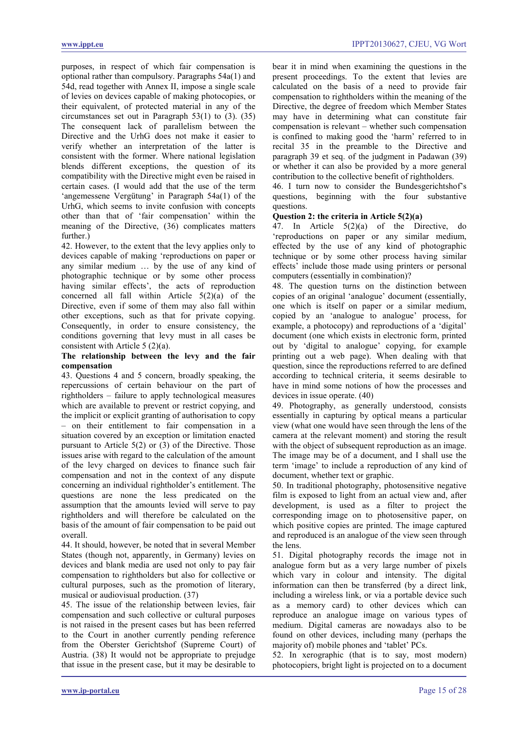purposes, in respect of which fair compensation is optional rather than compulsory. Paragraphs 54a(1) and 54d, read together with Annex II, impose a single scale of levies on devices capable of making photocopies, or their equivalent, of protected material in any of the circumstances set out in Paragraph 53(1) to (3). (35) The consequent lack of parallelism between the Directive and the UrhG does not make it easier to verify whether an interpretation of the latter is consistent with the former. Where national legislation blends different exceptions, the question of its compatibility with the Directive might even be raised in certain cases. (I would add that the use of the term 'angemessene Vergütung' in Paragraph 54a(1) of the UrhG, which seems to invite confusion with concepts other than that of 'fair compensation' within the meaning of the Directive, (36) complicates matters further.)

42. However, to the extent that the levy applies only to devices capable of making 'reproductions on paper or any similar medium … by the use of any kind of photographic technique or by some other process having similar effects', the acts of reproduction concerned all fall within Article 5(2)(a) of the Directive, even if some of them may also fall within other exceptions, such as that for private copying. Consequently, in order to ensure consistency, the conditions governing that levy must in all cases be consistent with Article 5 (2)(a).

**The relationship between the levy and the fair compensation**

43. Questions 4 and 5 concern, broadly speaking, the repercussions of certain behaviour on the part of rightholders – failure to apply technological measures which are available to prevent or restrict copying, and the implicit or explicit granting of authorisation to copy – on their entitlement to fair compensation in a situation covered by an exception or limitation enacted pursuant to Article 5(2) or (3) of the Directive. Those issues arise with regard to the calculation of the amount of the levy charged on devices to finance such fair compensation and not in the context of any dispute concerning an individual rightholder's entitlement. The questions are none the less predicated on the assumption that the amounts levied will serve to pay rightholders and will therefore be calculated on the basis of the amount of fair compensation to be paid out overall.

44. It should, however, be noted that in several Member States (though not, apparently, in Germany) levies on devices and blank media are used not only to pay fair compensation to rightholders but also for collective or cultural purposes, such as the promotion of literary, musical or audiovisual production. (37)

45. The issue of the relationship between levies, fair compensation and such collective or cultural purposes is not raised in the present cases but has been referred to the Court in another currently pending reference from the Oberster Gerichtshof (Supreme Court) of Austria. (38) It would not be appropriate to prejudge that issue in the present case, but it may be desirable to bear it in mind when examining the questions in the present proceedings. To the extent that levies are calculated on the basis of a need to provide fair compensation to rightholders within the meaning of the Directive, the degree of freedom which Member States may have in determining what can constitute fair compensation is relevant – whether such compensation is confined to making good the 'harm' referred to in recital 35 in the preamble to the Directive and paragraph 39 et seq. of the judgment in Padawan (39) or whether it can also be provided by a more general contribution to the collective benefit of rightholders.

46. I turn now to consider the Bundesgerichtshof's questions, beginning with the four substantive questions.

**Question 2: the criteria in Article 5(2)(a)**

47. In Article 5(2)(a) of the Directive, do 'reproductions on paper or any similar medium, effected by the use of any kind of photographic technique or by some other process having similar effects' include those made using printers or personal computers (essentially in combination)?

48. The question turns on the distinction between copies of an original 'analogue' document (essentially, one which is itself on paper or a similar medium, copied by an 'analogue to analogue' process, for example, a photocopy) and reproductions of a 'digital' document (one which exists in electronic form, printed out by 'digital to analogue' copying, for example printing out a web page). When dealing with that question, since the reproductions referred to are defined according to technical criteria, it seems desirable to have in mind some notions of how the processes and devices in issue operate. (40)

49. Photography, as generally understood, consists essentially in capturing by optical means a particular view (what one would have seen through the lens of the camera at the relevant moment) and storing the result with the object of subsequent reproduction as an image. The image may be of a document, and I shall use the term 'image' to include a reproduction of any kind of document, whether text or graphic.

50. In traditional photography, photosensitive negative film is exposed to light from an actual view and, after development, is used as a filter to project the corresponding image on to photosensitive paper, on which positive copies are printed. The image captured and reproduced is an analogue of the view seen through the lens.

51. Digital photography records the image not in analogue form but as a very large number of pixels which vary in colour and intensity. The digital information can then be transferred (by a direct link, including a wireless link, or via a portable device such as a memory card) to other devices which can reproduce an analogue image on various types of medium. Digital cameras are nowadays also to be found on other devices, including many (perhaps the majority of) mobile phones and 'tablet' PCs.

52. In xerographic (that is to say, most modern) photocopiers, bright light is projected on to a document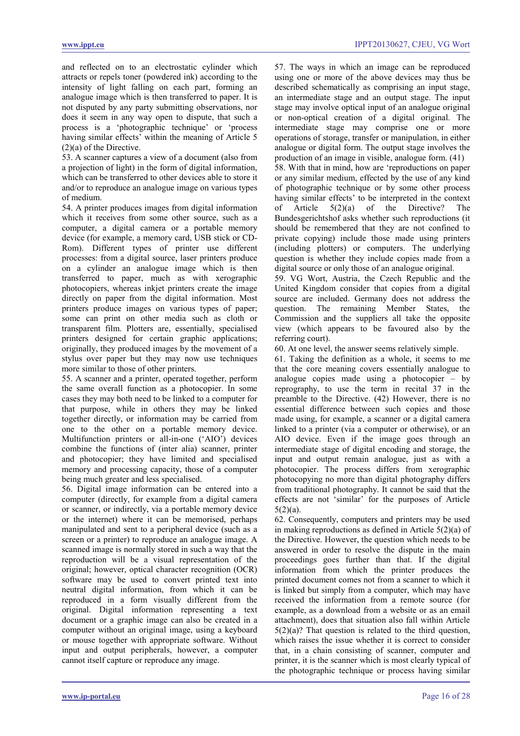and reflected on to an electrostatic cylinder which attracts or repels toner (powdered ink) according to the intensity of light falling on each part, forming an analogue image which is then transferred to paper. It is not disputed by any party submitting observations, nor does it seem in any way open to dispute, that such a process is a 'photographic technique' or 'process having similar effects' within the meaning of Article 5 (2)(a) of the Directive.

53. A scanner captures a view of a document (also from a projection of light) in the form of digital information, which can be transferred to other devices able to store it and/or to reproduce an analogue image on various types of medium.

54. A printer produces images from digital information which it receives from some other source, such as a computer, a digital camera or a portable memory device (for example, a memory card, USB stick or CD-Rom). Different types of printer use different processes: from a digital source, laser printers produce on a cylinder an analogue image which is then transferred to paper, much as with xerographic photocopiers, whereas inkjet printers create the image directly on paper from the digital information. Most printers produce images on various types of paper; some can print on other media such as cloth or transparent film. Plotters are, essentially, specialised printers designed for certain graphic applications; originally, they produced images by the movement of a stylus over paper but they may now use techniques more similar to those of other printers.

55. A scanner and a printer, operated together, perform the same overall function as a photocopier. In some cases they may both need to be linked to a computer for that purpose, while in others they may be linked together directly, or information may be carried from one to the other on a portable memory device. Multifunction printers or all-in-one ('AIO') devices combine the functions of (inter alia) scanner, printer and photocopier; they have limited and specialised memory and processing capacity, those of a computer being much greater and less specialised.

56. Digital image information can be entered into a computer (directly, for example from a digital camera or scanner, or indirectly, via a portable memory device or the internet) where it can be memorised, perhaps manipulated and sent to a peripheral device (such as a screen or a printer) to reproduce an analogue image. A scanned image is normally stored in such a way that the reproduction will be a visual representation of the original; however, optical character recognition (OCR) software may be used to convert printed text into neutral digital information, from which it can be reproduced in a form visually different from the original. Digital information representing a text document or a graphic image can also be created in a computer without an original image, using a keyboard or mouse together with appropriate software. Without input and output peripherals, however, a computer cannot itself capture or reproduce any image.

57. The ways in which an image can be reproduced using one or more of the above devices may thus be described schematically as comprising an input stage, an intermediate stage and an output stage. The input stage may involve optical input of an analogue original or non-optical creation of a digital original. The intermediate stage may comprise one or more operations of storage, transfer or manipulation, in either analogue or digital form. The output stage involves the production of an image in visible, analogue form. (41)

58. With that in mind, how are 'reproductions on paper or any similar medium, effected by the use of any kind of photographic technique or by some other process having similar effects' to be interpreted in the context of Article 5(2)(a) of the Directive? The Bundesgerichtshof asks whether such reproductions (it should be remembered that they are not confined to private copying) include those made using printers (including plotters) or computers. The underlying question is whether they include copies made from a digital source or only those of an analogue original.

59. VG Wort, Austria, the Czech Republic and the United Kingdom consider that copies from a digital source are included. Germany does not address the question. The remaining Member States, the Commission and the suppliers all take the opposite view (which appears to be favoured also by the referring court).

60. At one level, the answer seems relatively simple.

61. Taking the definition as a whole, it seems to me that the core meaning covers essentially analogue to analogue copies made using a photocopier – by reprography, to use the term in recital 37 in the preamble to the Directive. (42) However, there is no essential difference between such copies and those made using, for example, a scanner or a digital camera linked to a printer (via a computer or otherwise), or an AIO device. Even if the image goes through an intermediate stage of digital encoding and storage, the input and output remain analogue, just as with a photocopier. The process differs from xerographic photocopying no more than digital photography differs from traditional photography. It cannot be said that the effects are not 'similar' for the purposes of Article 5(2)(a).

62. Consequently, computers and printers may be used in making reproductions as defined in Article 5(2)(a) of the Directive. However, the question which needs to be answered in order to resolve the dispute in the main proceedings goes further than that. If the digital information from which the printer produces the printed document comes not from a scanner to which it is linked but simply from a computer, which may have received the information from a remote source (for example, as a download from a website or as an email attachment), does that situation also fall within Article 5(2)(a)? That question is related to the third question, which raises the issue whether it is correct to consider that, in a chain consisting of scanner, computer and printer, it is the scanner which is most clearly typical of the photographic technique or process having similar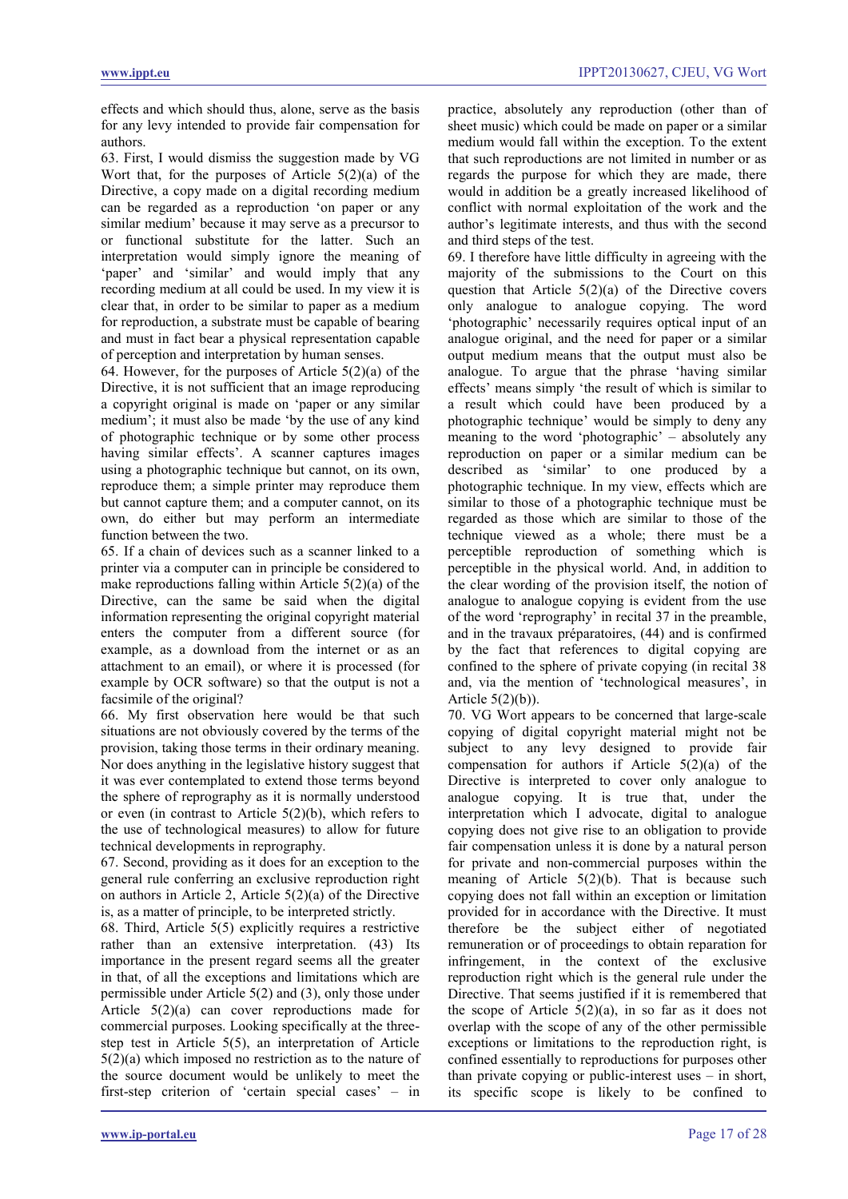effects and which should thus, alone, serve as the basis for any levy intended to provide fair compensation for authors.

63. First, I would dismiss the suggestion made by VG Wort that, for the purposes of Article 5(2)(a) of the Directive, a copy made on a digital recording medium can be regarded as a reproduction 'on paper or any similar medium' because it may serve as a precursor to or functional substitute for the latter. Such an interpretation would simply ignore the meaning of 'paper' and 'similar' and would imply that any recording medium at all could be used. In my view it is clear that, in order to be similar to paper as a medium for reproduction, a substrate must be capable of bearing and must in fact bear a physical representation capable of perception and interpretation by human senses.

64. However, for the purposes of Article 5(2)(a) of the Directive, it is not sufficient that an image reproducing a copyright original is made on 'paper or any similar medium'; it must also be made 'by the use of any kind of photographic technique or by some other process having similar effects'. A scanner captures images using a photographic technique but cannot, on its own, reproduce them; a simple printer may reproduce them but cannot capture them; and a computer cannot, on its own, do either but may perform an intermediate function between the two.

65. If a chain of devices such as a scanner linked to a printer via a computer can in principle be considered to make reproductions falling within Article 5(2)(a) of the Directive, can the same be said when the digital information representing the original copyright material enters the computer from a different source (for example, as a download from the internet or as an attachment to an email), or where it is processed (for example by OCR software) so that the output is not a facsimile of the original?

66. My first observation here would be that such situations are not obviously covered by the terms of the provision, taking those terms in their ordinary meaning. Nor does anything in the legislative history suggest that it was ever contemplated to extend those terms beyond the sphere of reprography as it is normally understood or even (in contrast to Article 5(2)(b), which refers to the use of technological measures) to allow for future technical developments in reprography.

67. Second, providing as it does for an exception to the general rule conferring an exclusive reproduction right on authors in Article 2, Article 5(2)(a) of the Directive is, as a matter of principle, to be interpreted strictly.

68. Third, Article 5(5) explicitly requires a restrictive rather than an extensive interpretation. (43) Its importance in the present regard seems all the greater in that, of all the exceptions and limitations which are permissible under Article 5(2) and (3), only those under Article 5(2)(a) can cover reproductions made for commercial purposes. Looking specifically at the three-step test in Article 5(5), an interpretation of Article 5(2)(a) which imposed no restriction as to the nature of the source document would be unlikely to meet the first-step criterion of 'certain special cases' – in practice, absolutely any reproduction (other than of sheet music) which could be made on paper or a similar medium would fall within the exception. To the extent that such reproductions are not limited in number or as regards the purpose for which they are made, there would in addition be a greatly increased likelihood of conflict with normal exploitation of the work and the author's legitimate interests, and thus with the second and third steps of the test.

69. I therefore have little difficulty in agreeing with the majority of the submissions to the Court on this question that Article 5(2)(a) of the Directive covers only analogue to analogue copying. The word 'photographic' necessarily requires optical input of an analogue original, and the need for paper or a similar output medium means that the output must also be analogue. To argue that the phrase 'having similar effects' means simply 'the result of which is similar to a result which could have been produced by a photographic technique' would be simply to deny any meaning to the word 'photographic' – absolutely any reproduction on paper or a similar medium can be described as 'similar' to one produced by a photographic technique. In my view, effects which are similar to those of a photographic technique must be regarded as those which are similar to those of the technique viewed as a whole; there must be a perceptible reproduction of something which is perceptible in the physical world. And, in addition to the clear wording of the provision itself, the notion of analogue to analogue copying is evident from the use of the word 'reprography' in recital 37 in the preamble, and in the travaux préparatoires, (44) and is confirmed by the fact that references to digital copying are confined to the sphere of private copying (in recital 38 and, via the mention of 'technological measures', in Article 5(2)(b)).

70. VG Wort appears to be concerned that large-scale copying of digital copyright material might not be subject to any levy designed to provide fair compensation for authors if Article 5(2)(a) of the Directive is interpreted to cover only analogue to analogue copying. It is true that, under the interpretation which I advocate, digital to analogue copying does not give rise to an obligation to provide fair compensation unless it is done by a natural person for private and non-commercial purposes within the meaning of Article 5(2)(b). That is because such copying does not fall within an exception or limitation provided for in accordance with the Directive. It must therefore be the subject either of negotiated remuneration or of proceedings to obtain reparation for infringement, in the context of the exclusive reproduction right which is the general rule under the Directive. That seems justified if it is remembered that the scope of Article 5(2)(a), in so far as it does not overlap with the scope of any of the other permissible exceptions or limitations to the reproduction right, is confined essentially to reproductions for purposes other than private copying or public-interest uses – in short, its specific scope is likely to be confined to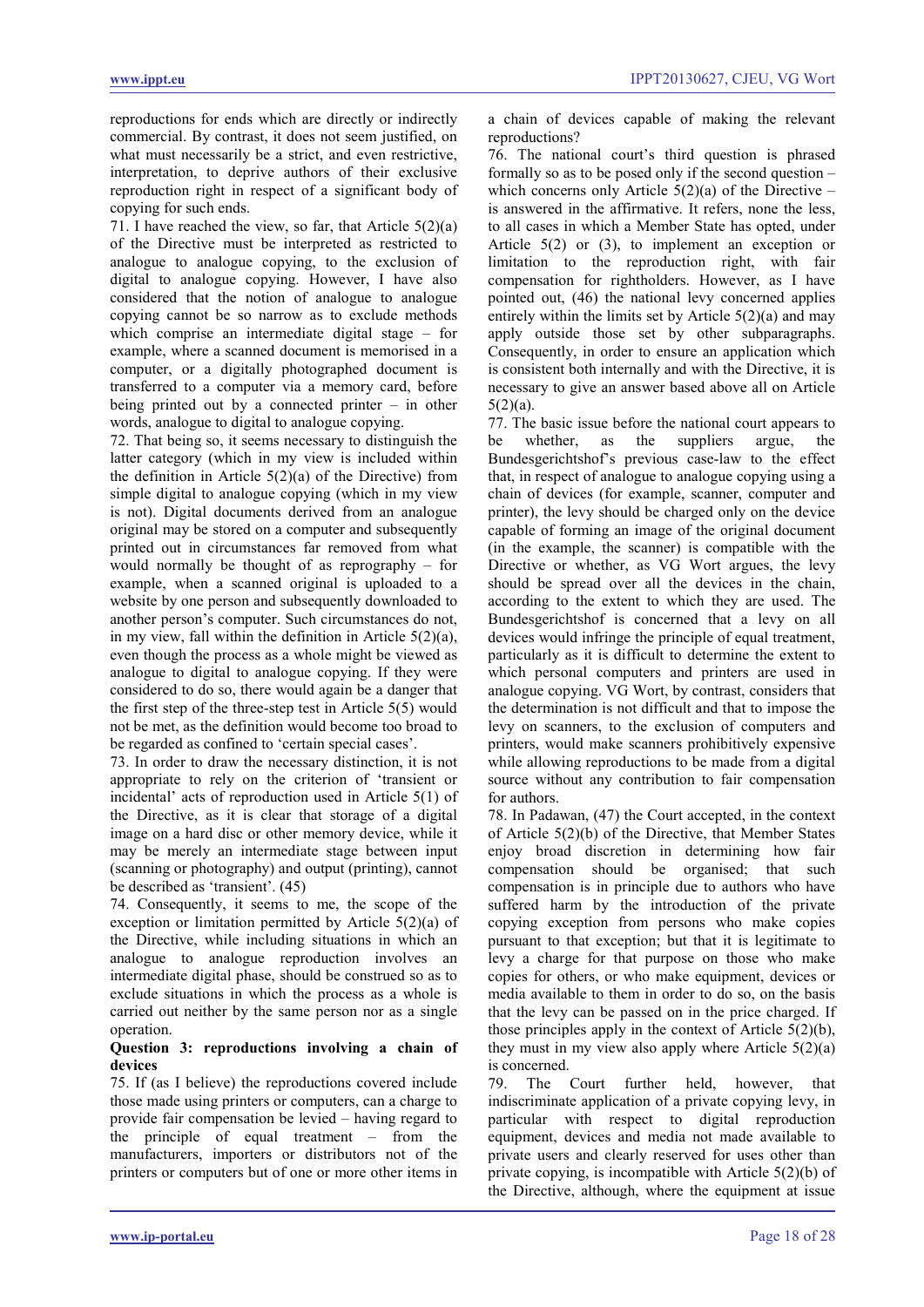reproductions for ends which are directly or indirectly commercial. By contrast, it does not seem justified, on what must necessarily be a strict, and even restrictive, interpretation, to deprive authors of their exclusive reproduction right in respect of a significant body of copying for such ends.

71. I have reached the view, so far, that Article 5(2)(a) of the Directive must be interpreted as restricted to analogue to analogue copying, to the exclusion of digital to analogue copying. However, I have also considered that the notion of analogue to analogue copying cannot be so narrow as to exclude methods which comprise an intermediate digital stage – for example, where a scanned document is memorised in a computer, or a digitally photographed document is transferred to a computer via a memory card, before being printed out by a connected printer – in other words, analogue to digital to analogue copying.

72. That being so, it seems necessary to distinguish the latter category (which in my view is included within the definition in Article 5(2)(a) of the Directive) from simple digital to analogue copying (which in my view is not). Digital documents derived from an analogue original may be stored on a computer and subsequently printed out in circumstances far removed from what would normally be thought of as reprography – for example, when a scanned original is uploaded to a website by one person and subsequently downloaded to another person's computer. Such circumstances do not, in my view, fall within the definition in Article 5(2)(a), even though the process as a whole might be viewed as analogue to digital to analogue copying. If they were considered to do so, there would again be a danger that the first step of the three-step test in Article 5(5) would not be met, as the definition would become too broad to be regarded as confined to 'certain special cases'.

73. In order to draw the necessary distinction, it is not appropriate to rely on the criterion of 'transient or incidental' acts of reproduction used in Article 5(1) of the Directive, as it is clear that storage of a digital image on a hard disc or other memory device, while it may be merely an intermediate stage between input (scanning or photography) and output (printing), cannot be described as 'transient'. (45)

74. Consequently, it seems to me, the scope of the exception or limitation permitted by Article 5(2)(a) of the Directive, while including situations in which an analogue to analogue reproduction involves an intermediate digital phase, should be construed so as to exclude situations in which the process as a whole is carried out neither by the same person nor as a single operation.

**Question 3: reproductions involving a chain of devices**

75. If (as I believe) the reproductions covered include those made using printers or computers, can a charge to provide fair compensation be levied – having regard to the principle of equal treatment – from the manufacturers, importers or distributors not of the printers or computers but of one or more other items in a chain of devices capable of making the relevant reproductions?

76. The national court's third question is phrased formally so as to be posed only if the second question – which concerns only Article 5(2)(a) of the Directive – is answered in the affirmative. It refers, none the less, to all cases in which a Member State has opted, under Article 5(2) or (3), to implement an exception or limitation to the reproduction right, with fair compensation for rightholders. However, as I have pointed out, (46) the national levy concerned applies entirely within the limits set by Article 5(2)(a) and may apply outside those set by other subparagraphs. Consequently, in order to ensure an application which is consistent both internally and with the Directive, it is necessary to give an answer based above all on Article 5(2)(a).

77. The basic issue before the national court appears to be whether, as the suppliers argue, the Bundesgerichtshof's previous case-law to the effect that, in respect of analogue to analogue copying using a chain of devices (for example, scanner, computer and printer), the levy should be charged only on the device capable of forming an image of the original document (in the example, the scanner) is compatible with the Directive or whether, as VG Wort argues, the levy should be spread over all the devices in the chain, according to the extent to which they are used. The Bundesgerichtshof is concerned that a levy on all devices would infringe the principle of equal treatment, particularly as it is difficult to determine the extent to which personal computers and printers are used in analogue copying. VG Wort, by contrast, considers that the determination is not difficult and that to impose the levy on scanners, to the exclusion of computers and printers, would make scanners prohibitively expensive while allowing reproductions to be made from a digital source without any contribution to fair compensation for authors.

78. In Padawan, (47) the Court accepted, in the context of Article 5(2)(b) of the Directive, that Member States enjoy broad discretion in determining how fair compensation should be organised; that such compensation is in principle due to authors who have suffered harm by the introduction of the private copying exception from persons who make copies pursuant to that exception; but that it is legitimate to levy a charge for that purpose on those who make copies for others, or who make equipment, devices or media available to them in order to do so, on the basis that the levy can be passed on in the price charged. If those principles apply in the context of Article 5(2)(b), they must in my view also apply where Article 5(2)(a) is concerned.

79. The Court further held, however, that indiscriminate application of a private copying levy, in particular with respect to digital reproduction equipment, devices and media not made available to private users and clearly reserved for uses other than private copying, is incompatible with Article 5(2)(b) of the Directive, although, where the equipment at issue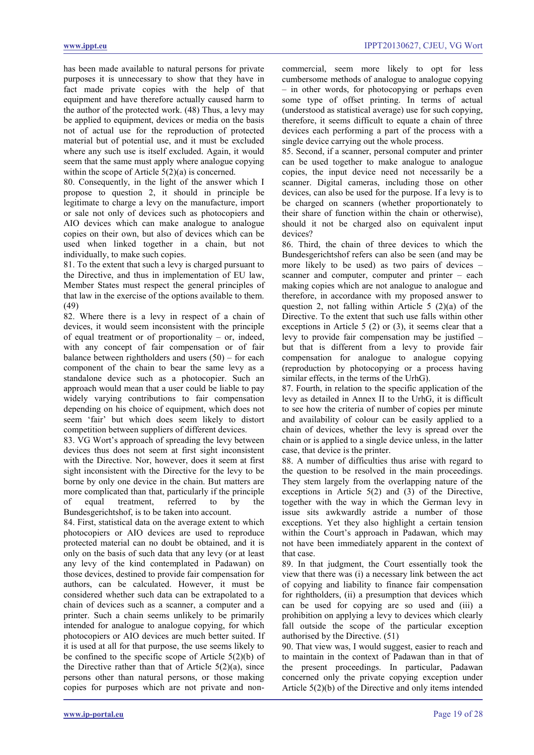has been made available to natural persons for private purposes it is unnecessary to show that they have in fact made private copies with the help of that equipment and have therefore actually caused harm to the author of the protected work. (48) Thus, a levy may be applied to equipment, devices or media on the basis not of actual use for the reproduction of protected material but of potential use, and it must be excluded where any such use is itself excluded. Again, it would seem that the same must apply where analogue copying within the scope of Article 5(2)(a) is concerned.

80. Consequently, in the light of the answer which I propose to question 2, it should in principle be legitimate to charge a levy on the manufacture, import or sale not only of devices such as photocopiers and AIO devices which can make analogue to analogue copies on their own, but also of devices which can be used when linked together in a chain, but not individually, to make such copies.

81. To the extent that such a levy is charged pursuant to the Directive, and thus in implementation of EU law, Member States must respect the general principles of that law in the exercise of the options available to them. (49)

82. Where there is a levy in respect of a chain of devices, it would seem inconsistent with the principle of equal treatment or of proportionality – or, indeed, with any concept of fair compensation or of fair balance between rightholders and users (50) – for each component of the chain to bear the same levy as a standalone device such as a photocopier. Such an approach would mean that a user could be liable to pay widely varying contributions to fair compensation depending on his choice of equipment, which does not seem 'fair' but which does seem likely to distort competition between suppliers of different devices.

83. VG Wort's approach of spreading the levy between devices thus does not seem at first sight inconsistent with the Directive. Nor, however, does it seem at first sight inconsistent with the Directive for the levy to be borne by only one device in the chain. But matters are more complicated than that, particularly if the principle of equal treatment, referred to by the Bundesgerichtshof, is to be taken into account.

84. First, statistical data on the average extent to which photocopiers or AIO devices are used to reproduce protected material can no doubt be obtained, and it is only on the basis of such data that any levy (or at least any levy of the kind contemplated in Padawan) on those devices, destined to provide fair compensation for authors, can be calculated. However, it must be considered whether such data can be extrapolated to a chain of devices such as a scanner, a computer and a printer. Such a chain seems unlikely to be primarily intended for analogue to analogue copying, for which photocopiers or AIO devices are much better suited. If it is used at all for that purpose, the use seems likely to be confined to the specific scope of Article 5(2)(b) of the Directive rather than that of Article 5(2)(a), since persons other than natural persons, or those making copies for purposes which are not private and non-commercial, seem more likely to opt for less cumbersome methods of analogue to analogue copying – in other words, for photocopying or perhaps even some type of offset printing. In terms of actual (understood as statistical average) use for such copying, therefore, it seems difficult to equate a chain of three devices each performing a part of the process with a single device carrying out the whole process.

85. Second, if a scanner, personal computer and printer can be used together to make analogue to analogue copies, the input device need not necessarily be a scanner. Digital cameras, including those on other devices, can also be used for the purpose. If a levy is to be charged on scanners (whether proportionately to their share of function within the chain or otherwise), should it not be charged also on equivalent input devices?

86. Third, the chain of three devices to which the Bundesgerichtshof refers can also be seen (and may be more likely to be used) as two pairs of devices – scanner and computer, computer and printer – each making copies which are not analogue to analogue and therefore, in accordance with my proposed answer to question 2, not falling within Article 5 (2)(a) of the Directive. To the extent that such use falls within other exceptions in Article 5 (2) or (3), it seems clear that a levy to provide fair compensation may be justified – but that is different from a levy to provide fair compensation for analogue to analogue copying (reproduction by photocopying or a process having similar effects, in the terms of the UrhG).

87. Fourth, in relation to the specific application of the levy as detailed in Annex II to the UrhG, it is difficult to see how the criteria of number of copies per minute and availability of colour can be easily applied to a chain of devices, whether the levy is spread over the chain or is applied to a single device unless, in the latter case, that device is the printer.

88. A number of difficulties thus arise with regard to the question to be resolved in the main proceedings. They stem largely from the overlapping nature of the exceptions in Article 5(2) and (3) of the Directive, together with the way in which the German levy in issue sits awkwardly astride a number of those exceptions. Yet they also highlight a certain tension within the Court's approach in Padawan, which may not have been immediately apparent in the context of that case.

89. In that judgment, the Court essentially took the view that there was (i) a necessary link between the act of copying and liability to finance fair compensation for rightholders, (ii) a presumption that devices which can be used for copying are so used and (iii) a prohibition on applying a levy to devices which clearly fall outside the scope of the particular exception authorised by the Directive. (51)

90. That view was, I would suggest, easier to reach and to maintain in the context of Padawan than in that of the present proceedings. In particular, Padawan concerned only the private copying exception under Article 5(2)(b) of the Directive and only items intended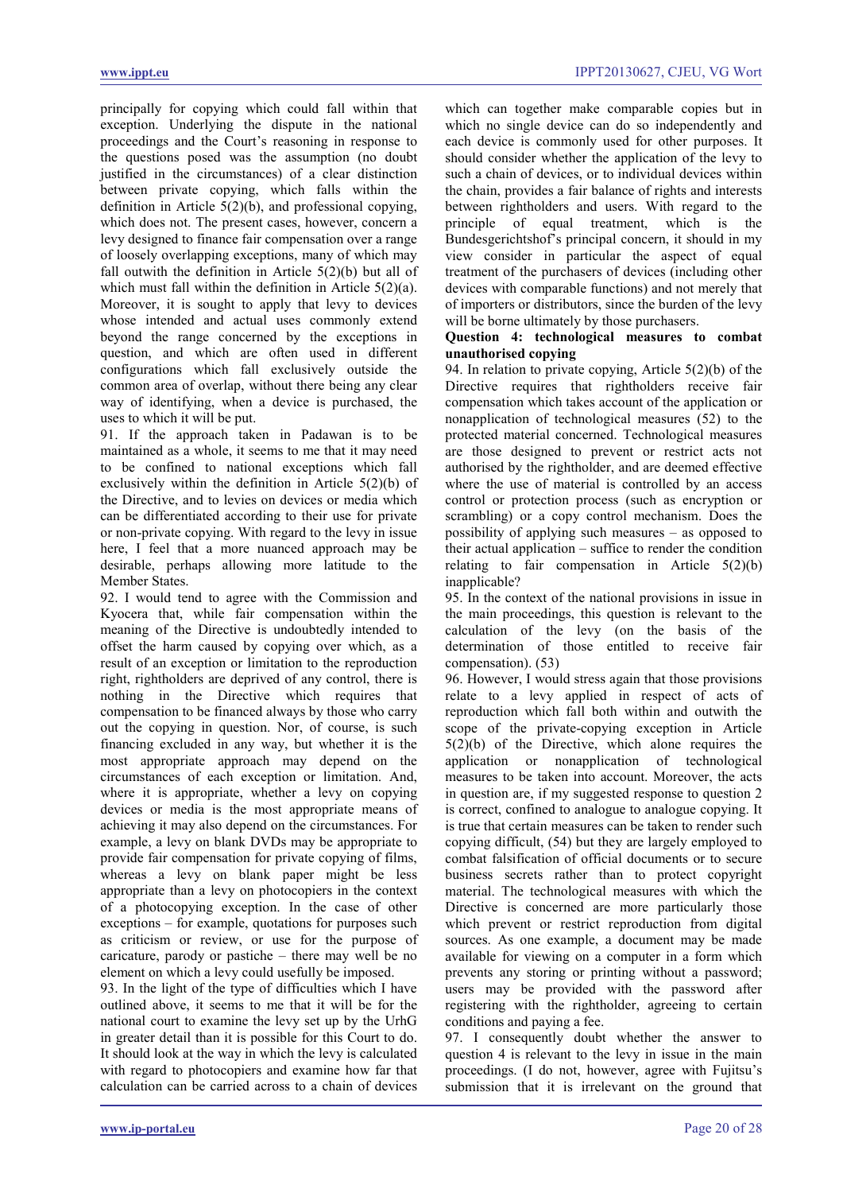principally for copying which could fall within that exception. Underlying the dispute in the national proceedings and the Court's reasoning in response to the questions posed was the assumption (no doubt justified in the circumstances) of a clear distinction between private copying, which falls within the definition in Article 5(2)(b), and professional copying, which does not. The present cases, however, concern a levy designed to finance fair compensation over a range of loosely overlapping exceptions, many of which may fall outwith the definition in Article 5(2)(b) but all of which must fall within the definition in Article 5(2)(a). Moreover, it is sought to apply that levy to devices whose intended and actual uses commonly extend beyond the range concerned by the exceptions in question, and which are often used in different configurations which fall exclusively outside the common area of overlap, without there being any clear way of identifying, when a device is purchased, the uses to which it will be put.

91. If the approach taken in Padawan is to be maintained as a whole, it seems to me that it may need to be confined to national exceptions which fall exclusively within the definition in Article 5(2)(b) of the Directive, and to levies on devices or media which can be differentiated according to their use for private or non-private copying. With regard to the levy in issue here, I feel that a more nuanced approach may be desirable, perhaps allowing more latitude to the Member States.

92. I would tend to agree with the Commission and Kyocera that, while fair compensation within the meaning of the Directive is undoubtedly intended to offset the harm caused by copying over which, as a result of an exception or limitation to the reproduction right, rightholders are deprived of any control, there is nothing in the Directive which requires that compensation to be financed always by those who carry out the copying in question. Nor, of course, is such financing excluded in any way, but whether it is the most appropriate approach may depend on the circumstances of each exception or limitation. And, where it is appropriate, whether a levy on copying devices or media is the most appropriate means of achieving it may also depend on the circumstances. For example, a levy on blank DVDs may be appropriate to provide fair compensation for private copying of films, whereas a levy on blank paper might be less appropriate than a levy on photocopiers in the context of a photocopying exception. In the case of other exceptions – for example, quotations for purposes such as criticism or review, or use for the purpose of caricature, parody or pastiche – there may well be no element on which a levy could usefully be imposed.

93. In the light of the type of difficulties which I have outlined above, it seems to me that it will be for the national court to examine the levy set up by the UrhG in greater detail than it is possible for this Court to do. It should look at the way in which the levy is calculated with regard to photocopiers and examine how far that calculation can be carried across to a chain of devices which can together make comparable copies but in which no single device can do so independently and each device is commonly used for other purposes. It should consider whether the application of the levy to such a chain of devices, or to individual devices within the chain, provides a fair balance of rights and interests between rightholders and users. With regard to the principle of equal treatment, which is the Bundesgerichtshof's principal concern, it should in my view consider in particular the aspect of equal treatment of the purchasers of devices (including other devices with comparable functions) and not merely that of importers or distributors, since the burden of the levy will be borne ultimately by those purchasers.

**Question 4: technological measures to combat unauthorised copying**

94. In relation to private copying, Article 5(2)(b) of the Directive requires that rightholders receive fair compensation which takes account of the application or nonapplication of technological measures (52) to the protected material concerned. Technological measures are those designed to prevent or restrict acts not authorised by the rightholder, and are deemed effective where the use of material is controlled by an access control or protection process (such as encryption or scrambling) or a copy control mechanism. Does the possibility of applying such measures – as opposed to their actual application – suffice to render the condition relating to fair compensation in Article 5(2)(b) inapplicable?

95. In the context of the national provisions in issue in the main proceedings, this question is relevant to the calculation of the levy (on the basis of the determination of those entitled to receive fair compensation). (53)

96. However, I would stress again that those provisions relate to a levy applied in respect of acts of reproduction which fall both within and outwith the scope of the private-copying exception in Article 5(2)(b) of the Directive, which alone requires the application or nonapplication of technological measures to be taken into account. Moreover, the acts in question are, if my suggested response to question 2 is correct, confined to analogue to analogue copying. It is true that certain measures can be taken to render such copying difficult, (54) but they are largely employed to combat falsification of official documents or to secure business secrets rather than to protect copyright material. The technological measures with which the Directive is concerned are more particularly those which prevent or restrict reproduction from digital sources. As one example, a document may be made available for viewing on a computer in a form which prevents any storing or printing without a password; users may be provided with the password after registering with the rightholder, agreeing to certain conditions and paying a fee.

97. I consequently doubt whether the answer to question 4 is relevant to the levy in issue in the main proceedings. (I do not, however, agree with Fujitsu's submission that it is irrelevant on the ground that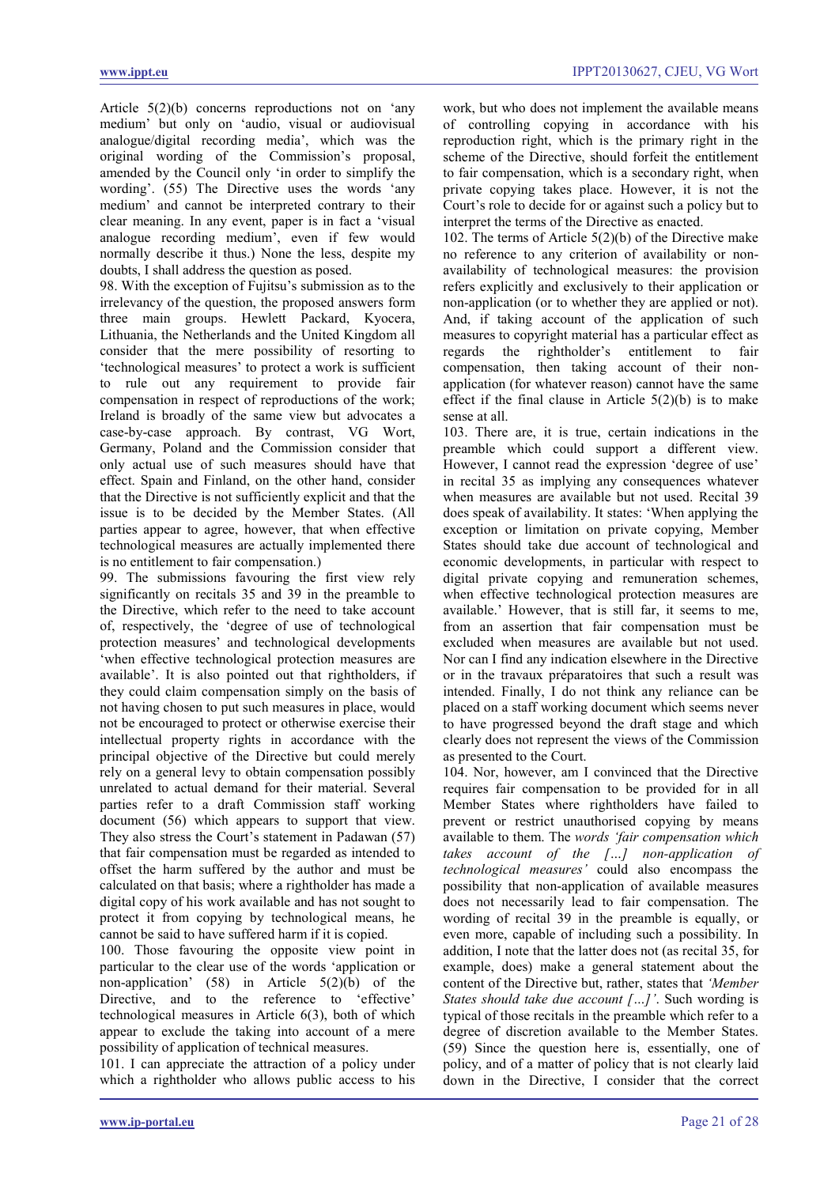Article 5(2)(b) concerns reproductions not on 'any medium' but only on 'audio, visual or audiovisual analogue/digital recording media', which was the original wording of the Commission's proposal, amended by the Council only 'in order to simplify the wording'. (55) The Directive uses the words 'any medium' and cannot be interpreted contrary to their clear meaning. In any event, paper is in fact a 'visual analogue recording medium', even if few would normally describe it thus.) None the less, despite my doubts, I shall address the question as posed.

98. With the exception of Fujitsu's submission as to the irrelevancy of the question, the proposed answers form three main groups. Hewlett Packard, Kyocera, Lithuania, the Netherlands and the United Kingdom all consider that the mere possibility of resorting to 'technological measures' to protect a work is sufficient to rule out any requirement to provide fair compensation in respect of reproductions of the work; Ireland is broadly of the same view but advocates a case-by-case approach. By contrast, VG Wort, Germany, Poland and the Commission consider that only actual use of such measures should have that effect. Spain and Finland, on the other hand, consider that the Directive is not sufficiently explicit and that the issue is to be decided by the Member States. (All parties appear to agree, however, that when effective technological measures are actually implemented there is no entitlement to fair compensation.)

99. The submissions favouring the first view rely significantly on recitals 35 and 39 in the preamble to the Directive, which refer to the need to take account of, respectively, the 'degree of use of technological protection measures' and technological developments 'when effective technological protection measures are available'. It is also pointed out that rightholders, if they could claim compensation simply on the basis of not having chosen to put such measures in place, would not be encouraged to protect or otherwise exercise their intellectual property rights in accordance with the principal objective of the Directive but could merely rely on a general levy to obtain compensation possibly unrelated to actual demand for their material. Several parties refer to a draft Commission staff working document (56) which appears to support that view. They also stress the Court's statement in Padawan (57) that fair compensation must be regarded as intended to offset the harm suffered by the author and must be calculated on that basis; where a rightholder has made a digital copy of his work available and has not sought to protect it from copying by technological means, he cannot be said to have suffered harm if it is copied.

100. Those favouring the opposite view point in particular to the clear use of the words 'application or non-application' (58) in Article 5(2)(b) of the Directive, and to the reference to 'effective' technological measures in Article 6(3), both of which appear to exclude the taking into account of a mere possibility of application of technical measures.

101. I can appreciate the attraction of a policy under which a rightholder who allows public access to his work, but who does not implement the available means of controlling copying in accordance with his reproduction right, which is the primary right in the scheme of the Directive, should forfeit the entitlement to fair compensation, which is a secondary right, when private copying takes place. However, it is not the Court's role to decide for or against such a policy but to interpret the terms of the Directive as enacted.

102. The terms of Article 5(2)(b) of the Directive make no reference to any criterion of availability or non-availability of technological measures: the provision refers explicitly and exclusively to their application or non-application (or to whether they are applied or not). And, if taking account of the application of such measures to copyright material has a particular effect as regards the rightholder's entitlement to fair compensation, then taking account of their non-application (for whatever reason) cannot have the same effect if the final clause in Article 5(2)(b) is to make sense at all.

103. There are, it is true, certain indications in the preamble which could support a different view. However, I cannot read the expression 'degree of use' in recital 35 as implying any consequences whatever when measures are available but not used. Recital 39 does speak of availability. It states: 'When applying the exception or limitation on private copying, Member States should take due account of technological and economic developments, in particular with respect to digital private copying and remuneration schemes, when effective technological protection measures are available.' However, that is still far, it seems to me, from an assertion that fair compensation must be excluded when measures are available but not used. Nor can I find any indication elsewhere in the Directive or in the travaux préparatoires that such a result was intended. Finally, I do not think any reliance can be placed on a staff working document which seems never to have progressed beyond the draft stage and which clearly does not represent the views of the Commission as presented to the Court.

104. Nor, however, am I convinced that the Directive requires fair compensation to be provided for in all Member States where rightholders have failed to prevent or restrict unauthorised copying by means available to them. The *words 'fair compensation which takes account of the […] non-application of technological measures'* could also encompass the possibility that non-application of available measures does not necessarily lead to fair compensation. The wording of recital 39 in the preamble is equally, or even more, capable of including such a possibility. In addition, I note that the latter does not (as recital 35, for example, does) make a general statement about the content of the Directive but, rather, states that *'Member States should take due account […]'*. Such wording is typical of those recitals in the preamble which refer to a degree of discretion available to the Member States. (59) Since the question here is, essentially, one of policy, and of a matter of policy that is not clearly laid down in the Directive, I consider that the correct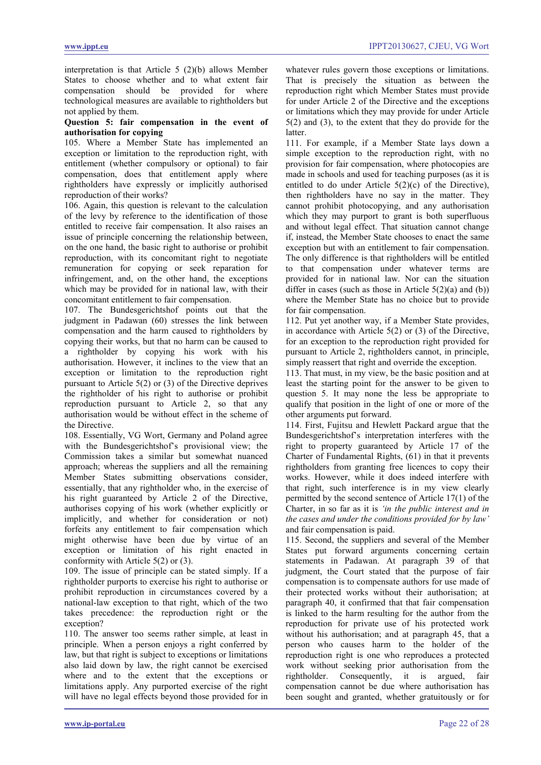interpretation is that Article 5 (2)(b) allows Member States to choose whether and to what extent fair compensation should be provided for where technological measures are available to rightholders but not applied by them.

**Question 5: fair compensation in the event of authorisation for copying**

105. Where a Member State has implemented an exception or limitation to the reproduction right, with entitlement (whether compulsory or optional) to fair compensation, does that entitlement apply where rightholders have expressly or implicitly authorised reproduction of their works?

106. Again, this question is relevant to the calculation of the levy by reference to the identification of those entitled to receive fair compensation. It also raises an issue of principle concerning the relationship between, on the one hand, the basic right to authorise or prohibit reproduction, with its concomitant right to negotiate remuneration for copying or seek reparation for infringement, and, on the other hand, the exceptions which may be provided for in national law, with their concomitant entitlement to fair compensation.

107. The Bundesgerichtshof points out that the judgment in Padawan (60) stresses the link between compensation and the harm caused to rightholders by copying their works, but that no harm can be caused to a rightholder by copying his work with his authorisation. However, it inclines to the view that an exception or limitation to the reproduction right pursuant to Article 5(2) or (3) of the Directive deprives the rightholder of his right to authorise or prohibit reproduction pursuant to Article 2, so that any authorisation would be without effect in the scheme of the Directive.

108. Essentially, VG Wort, Germany and Poland agree with the Bundesgerichtshof's provisional view; the Commission takes a similar but somewhat nuanced approach; whereas the suppliers and all the remaining Member States submitting observations consider, essentially, that any rightholder who, in the exercise of his right guaranteed by Article 2 of the Directive, authorises copying of his work (whether explicitly or implicitly, and whether for consideration or not) forfeits any entitlement to fair compensation which might otherwise have been due by virtue of an exception or limitation of his right enacted in conformity with Article 5(2) or (3).

109. The issue of principle can be stated simply. If a rightholder purports to exercise his right to authorise or prohibit reproduction in circumstances covered by a national-law exception to that right, which of the two takes precedence: the reproduction right or the exception?

110. The answer too seems rather simple, at least in principle. When a person enjoys a right conferred by law, but that right is subject to exceptions or limitations also laid down by law, the right cannot be exercised where and to the extent that the exceptions or limitations apply. Any purported exercise of the right will have no legal effects beyond those provided for in whatever rules govern those exceptions or limitations. That is precisely the situation as between the reproduction right which Member States must provide for under Article 2 of the Directive and the exceptions or limitations which they may provide for under Article 5(2) and (3), to the extent that they do provide for the latter.

111. For example, if a Member State lays down a simple exception to the reproduction right, with no provision for fair compensation, where photocopies are made in schools and used for teaching purposes (as it is entitled to do under Article 5(2)(c) of the Directive), then rightholders have no say in the matter. They cannot prohibit photocopying, and any authorisation which they may purport to grant is both superfluous and without legal effect. That situation cannot change if, instead, the Member State chooses to enact the same exception but with an entitlement to fair compensation. The only difference is that rightholders will be entitled to that compensation under whatever terms are provided for in national law. Nor can the situation differ in cases (such as those in Article 5(2)(a) and (b)) where the Member State has no choice but to provide for fair compensation.

112. Put yet another way, if a Member State provides, in accordance with Article 5(2) or (3) of the Directive, for an exception to the reproduction right provided for pursuant to Article 2, rightholders cannot, in principle, simply reassert that right and override the exception.

113. That must, in my view, be the basic position and at least the starting point for the answer to be given to question 5. It may none the less be appropriate to qualify that position in the light of one or more of the other arguments put forward.

114. First, Fujitsu and Hewlett Packard argue that the Bundesgerichtshof's interpretation interferes with the right to property guaranteed by Article 17 of the Charter of Fundamental Rights, (61) in that it prevents rightholders from granting free licences to copy their works. However, while it does indeed interfere with that right, such interference is in my view clearly permitted by the second sentence of Article 17(1) of the Charter, in so far as it is *'in the public interest and in the cases and under the conditions provided for by law'* and fair compensation is paid.

115. Second, the suppliers and several of the Member States put forward arguments concerning certain statements in Padawan. At paragraph 39 of that judgment, the Court stated that the purpose of fair compensation is to compensate authors for use made of their protected works without their authorisation; at paragraph 40, it confirmed that that fair compensation is linked to the harm resulting for the author from the reproduction for private use of his protected work without his authorisation; and at paragraph 45, that a person who causes harm to the holder of the reproduction right is one who reproduces a protected work without seeking prior authorisation from the rightholder. Consequently, it is argued, fair compensation cannot be due where authorisation has been sought and granted, whether gratuitously or for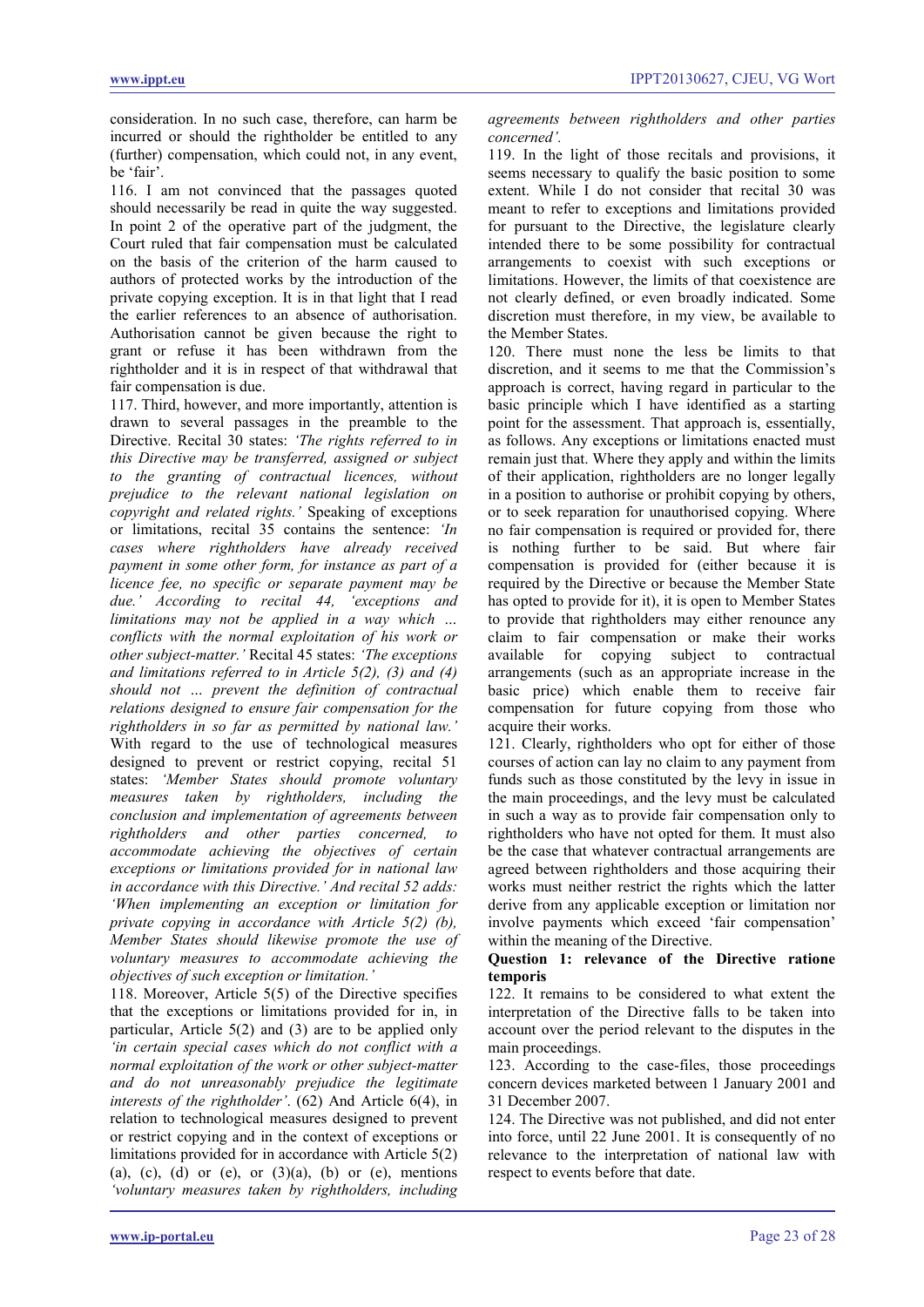consideration. In no such case, therefore, can harm be incurred or should the rightholder be entitled to any (further) compensation, which could not, in any event, be 'fair'.

116. I am not convinced that the passages quoted should necessarily be read in quite the way suggested. In point 2 of the operative part of the judgment, the Court ruled that fair compensation must be calculated on the basis of the criterion of the harm caused to authors of protected works by the introduction of the private copying exception. It is in that light that I read the earlier references to an absence of authorisation. Authorisation cannot be given because the right to grant or refuse it has been withdrawn from the rightholder and it is in respect of that withdrawal that fair compensation is due.

117. Third, however, and more importantly, attention is drawn to several passages in the preamble to the Directive. Recital 30 states: *'The rights referred to in this Directive may be transferred, assigned or subject to the granting of contractual licences, without prejudice to the relevant national legislation on copyright and related rights.'* Speaking of exceptions or limitations, recital 35 contains the sentence: *'In cases where rightholders have already received payment in some other form, for instance as part of a licence fee, no specific or separate payment may be due.'* According to recital 44, *'exceptions and limitations may not be applied in a way which … conflicts with the normal exploitation of his work or other subject-matter.'* Recital 45 states: *'The exceptions and limitations referred to in Article 5(2), (3) and (4) should not … prevent the definition of contractual relations designed to ensure fair compensation for the rightholders in so far as permitted by national law.'* With regard to the use of technological measures designed to prevent or restrict copying, recital 51 states: *'Member States should promote voluntary measures taken by rightholders, including the conclusion and implementation of agreements between rightholders and other parties concerned, to accommodate achieving the objectives of certain exceptions or limitations provided for in national law in accordance with this Directive.'* And recital 52 adds: *'When implementing an exception or limitation for private copying in accordance with Article 5(2) (b), Member States should likewise promote the use of voluntary measures to accommodate achieving the objectives of such exception or limitation.'*

118. Moreover, Article 5(5) of the Directive specifies that the exceptions or limitations provided for in, in particular, Article 5(2) and (3) are to be applied only *'in certain special cases which do not conflict with a normal exploitation of the work or other subject-matter and do not unreasonably prejudice the legitimate interests of the rightholder'*. (62) And Article 6(4), in relation to technological measures designed to prevent or restrict copying and in the context of exceptions or limitations provided for in accordance with Article 5(2) (a), (c), (d) or (e), or (3)(a), (b) or (e), mentions *'voluntary measures taken by rightholders, including agreements between rightholders and other parties concerned'.*

119. In the light of those recitals and provisions, it seems necessary to qualify the basic position to some extent. While I do not consider that recital 30 was meant to refer to exceptions and limitations provided for pursuant to the Directive, the legislature clearly intended there to be some possibility for contractual arrangements to coexist with such exceptions or limitations. However, the limits of that coexistence are not clearly defined, or even broadly indicated. Some discretion must therefore, in my view, be available to the Member States.

120. There must none the less be limits to that discretion, and it seems to me that the Commission's approach is correct, having regard in particular to the basic principle which I have identified as a starting point for the assessment. That approach is, essentially, as follows. Any exceptions or limitations enacted must remain just that. Where they apply and within the limits of their application, rightholders are no longer legally in a position to authorise or prohibit copying by others, or to seek reparation for unauthorised copying. Where no fair compensation is required or provided for, there is nothing further to be said. But where fair compensation is provided for (either because it is required by the Directive or because the Member State has opted to provide for it), it is open to Member States to provide that rightholders may either renounce any claim to fair compensation or make their works available for copying subject to contractual arrangements (such as an appropriate increase in the basic price) which enable them to receive fair compensation for future copying from those who acquire their works.

121. Clearly, rightholders who opt for either of those courses of action can lay no claim to any payment from funds such as those constituted by the levy in issue in the main proceedings, and the levy must be calculated in such a way as to provide fair compensation only to rightholders who have not opted for them. It must also be the case that whatever contractual arrangements are agreed between rightholders and those acquiring their works must neither restrict the rights which the latter derive from any applicable exception or limitation nor involve payments which exceed 'fair compensation' within the meaning of the Directive.

**Question 1: relevance of the Directive ratione temporis**

122. It remains to be considered to what extent the interpretation of the Directive falls to be taken into account over the period relevant to the disputes in the main proceedings.

123. According to the case-files, those proceedings concern devices marketed between 1 January 2001 and 31 December 2007.

124. The Directive was not published, and did not enter into force, until 22 June 2001. It is consequently of no relevance to the interpretation of national law with respect to events before that date.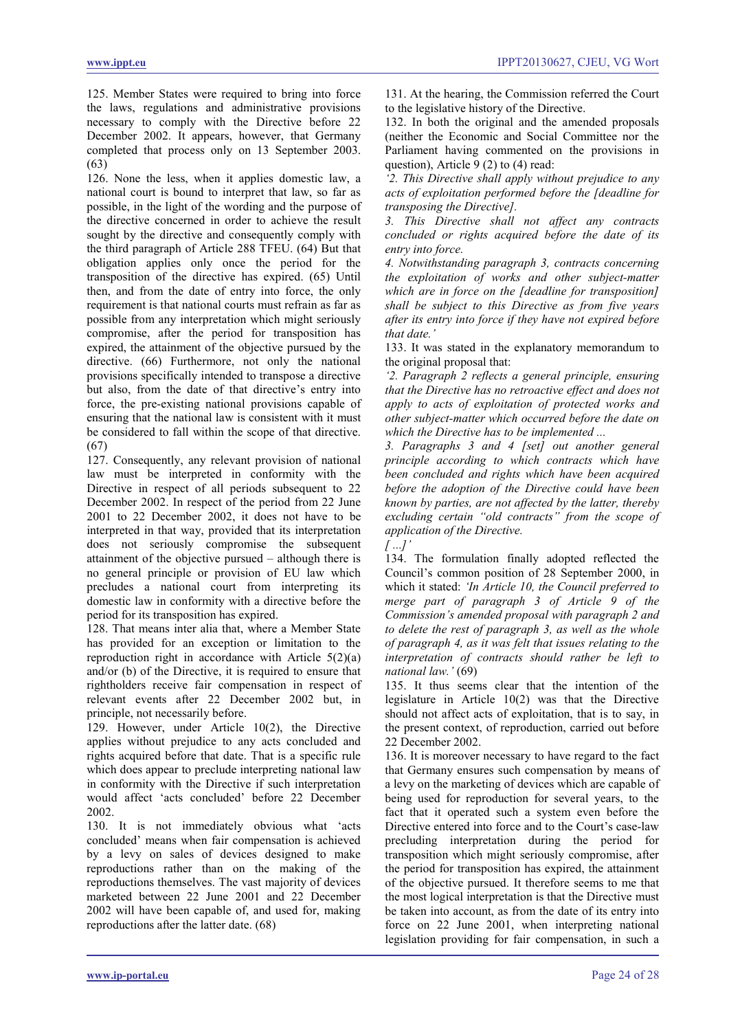125. Member States were required to bring into force the laws, regulations and administrative provisions necessary to comply with the Directive before 22 December 2002. It appears, however, that Germany completed that process only on 13 September 2003. (63)

126. None the less, when it applies domestic law, a national court is bound to interpret that law, so far as possible, in the light of the wording and the purpose of the directive concerned in order to achieve the result sought by the directive and consequently comply with the third paragraph of Article 288 TFEU. (64) But that obligation applies only once the period for the transposition of the directive has expired. (65) Until then, and from the date of entry into force, the only requirement is that national courts must refrain as far as possible from any interpretation which might seriously compromise, after the period for transposition has expired, the attainment of the objective pursued by the directive. (66) Furthermore, not only the national provisions specifically intended to transpose a directive but also, from the date of that directive's entry into force, the pre-existing national provisions capable of ensuring that the national law is consistent with it must be considered to fall within the scope of that directive. (67)

127. Consequently, any relevant provision of national law must be interpreted in conformity with the Directive in respect of all periods subsequent to 22 December 2002. In respect of the period from 22 June 2001 to 22 December 2002, it does not have to be interpreted in that way, provided that its interpretation does not seriously compromise the subsequent attainment of the objective pursued – although there is no general principle or provision of EU law which precludes a national court from interpreting its domestic law in conformity with a directive before the period for its transposition has expired.

128. That means inter alia that, where a Member State has provided for an exception or limitation to the reproduction right in accordance with Article 5(2)(a) and/or (b) of the Directive, it is required to ensure that rightholders receive fair compensation in respect of relevant events after 22 December 2002 but, in principle, not necessarily before.

129. However, under Article 10(2), the Directive applies without prejudice to any acts concluded and rights acquired before that date. That is a specific rule which does appear to preclude interpreting national law in conformity with the Directive if such interpretation would affect 'acts concluded' before 22 December 2002.

130. It is not immediately obvious what 'acts concluded' means when fair compensation is achieved by a levy on sales of devices designed to make reproductions rather than on the making of the reproductions themselves. The vast majority of devices marketed between 22 June 2001 and 22 December 2002 will have been capable of, and used for, making reproductions after the latter date. (68)

131. At the hearing, the Commission referred the Court to the legislative history of the Directive.

132. In both the original and the amended proposals (neither the Economic and Social Committee nor the Parliament having commented on the provisions in question), Article 9 (2) to (4) read:

*'2. This Directive shall apply without prejudice to any acts of exploitation performed before the [deadline for transposing the Directive].*

*3. This Directive shall not affect any contracts concluded or rights acquired before the date of its entry into force.*

*4. Notwithstanding paragraph 3, contracts concerning the exploitation of works and other subject-matter which are in force on the [deadline for transposition] shall be subject to this Directive as from five years after its entry into force if they have not expired before that date.'*

133. It was stated in the explanatory memorandum to the original proposal that:

*'2. Paragraph 2 reflects a general principle, ensuring that the Directive has no retroactive effect and does not apply to acts of exploitation of protected works and other subject-matter which occurred before the date on which the Directive has to be implemented ...*

*3. Paragraphs 3 and 4 [set] out another general principle according to which contracts which have been concluded and rights which have been acquired before the adoption of the Directive could have been known by parties, are not affected by the latter, thereby excluding certain "old contracts" from the scope of application of the Directive.*

*[...]'*

134. The formulation finally adopted reflected the Council's common position of 28 September 2000, in which it stated: *'In Article 10, the Council preferred to merge part of paragraph 3 of Article 9 of the Commission's amended proposal with paragraph 2 and to delete the rest of paragraph 3, as well as the whole of paragraph 4, as it was felt that issues relating to the interpretation of contracts should rather be left to national law.'* (69)

135. It thus seems clear that the intention of the legislature in Article 10(2) was that the Directive should not affect acts of exploitation, that is to say, in the present context, of reproduction, carried out before 22 December 2002.

136. It is moreover necessary to have regard to the fact that Germany ensures such compensation by means of a levy on the marketing of devices which are capable of being used for reproduction for several years, to the fact that it operated such a system even before the Directive entered into force and to the Court's case-law precluding interpretation during the period for transposition which might seriously compromise, after the period for transposition has expired, the attainment of the objective pursued. It therefore seems to me that the most logical interpretation is that the Directive must be taken into account, as from the date of its entry into force on 22 June 2001, when interpreting national legislation providing for fair compensation, in such a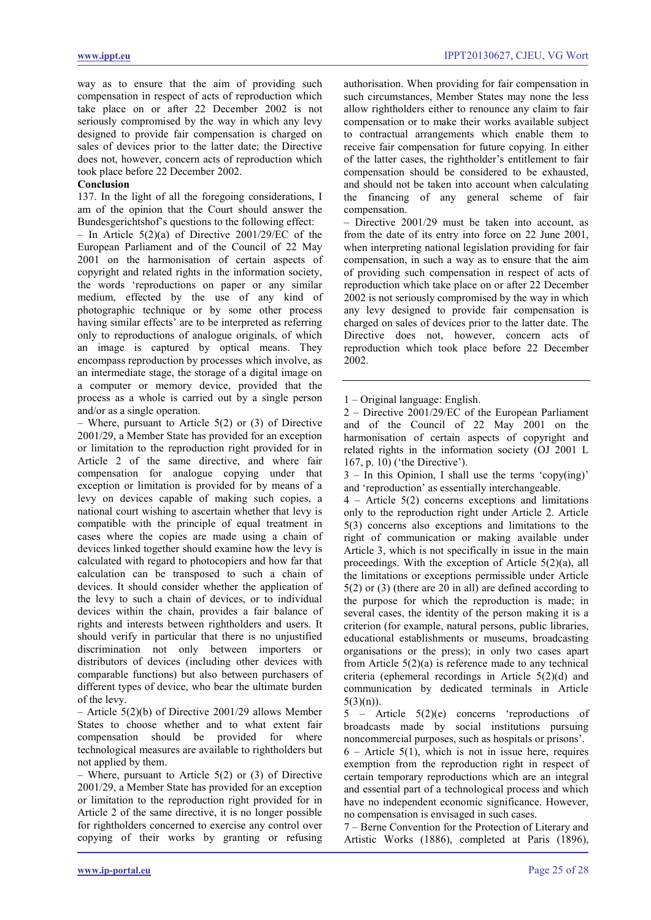way as to ensure that the aim of providing such compensation in respect of acts of reproduction which take place on or after 22 December 2002 is not seriously compromised by the way in which any levy designed to provide fair compensation is charged on sales of devices prior to the latter date; the Directive does not, however, concern acts of reproduction which took place before 22 December 2002.

**Conclusion**

137. In the light of all the foregoing considerations, I am of the opinion that the Court should answer the Bundesgerichtshof's questions to the following effect:

– In Article 5(2)(a) of Directive 2001/29/EC of the European Parliament and of the Council of 22 May 2001 on the harmonisation of certain aspects of copyright and related rights in the information society, the words 'reproductions on paper or any similar medium, effected by the use of any kind of photographic technique or by some other process having similar effects' are to be interpreted as referring only to reproductions of analogue originals, of which an image is captured by optical means. They encompass reproduction by processes which involve, as an intermediate stage, the storage of a digital image on a computer or memory device, provided that the process as a whole is carried out by a single person and/or as a single operation.

– Where, pursuant to Article 5(2) or (3) of Directive 2001/29, a Member State has provided for an exception or limitation to the reproduction right provided for in Article 2 of the same directive, and where fair compensation for analogue copying under that exception or limitation is provided for by means of a levy on devices capable of making such copies, a national court wishing to ascertain whether that levy is compatible with the principle of equal treatment in cases where the copies are made using a chain of devices linked together should examine how the levy is calculated with regard to photocopiers and how far that calculation can be transposed to such a chain of devices. It should consider whether the application of the levy to such a chain of devices, or to individual devices within the chain, provides a fair balance of rights and interests between rightholders and users. It should verify in particular that there is no unjustified discrimination not only between importers or distributors of devices (including other devices with comparable functions) but also between purchasers of different types of device, who bear the ultimate burden of the levy.

– Article 5(2)(b) of Directive 2001/29 allows Member States to choose whether and to what extent fair compensation should be provided for where technological measures are available to rightholders but not applied by them.

– Where, pursuant to Article 5(2) or (3) of Directive 2001/29, a Member State has provided for an exception or limitation to the reproduction right provided for in Article 2 of the same directive, it is no longer possible for rightholders concerned to exercise any control over copying of their works by granting or refusing authorisation. When providing for fair compensation in such circumstances, Member States may none the less allow rightholders either to renounce any claim to fair compensation or to make their works available subject to contractual arrangements which enable them to receive fair compensation for future copying. In either of the latter cases, the rightholder's entitlement to fair compensation should be considered to be exhausted, and should not be taken into account when calculating the financing of any general scheme of fair compensation.

– Directive 2001/29 must be taken into account, as from the date of its entry into force on 22 June 2001, when interpreting national legislation providing for fair compensation, in such a way as to ensure that the aim of providing such compensation in respect of acts of reproduction which take place on or after 22 December 2002 is not seriously compromised by the way in which any levy designed to provide fair compensation is charged on sales of devices prior to the latter date. The Directive does not, however, concern acts of reproduction which took place before 22 December 2002.

---

1 – Original language: English.

2 – Directive 2001/29/EC of the European Parliament and of the Council of 22 May 2001 on the harmonisation of certain aspects of copyright and related rights in the information society (OJ 2001 L 167, p. 10) ('the Directive').

3 – In this Opinion, I shall use the terms 'copy(ing)' and 'reproduction' as essentially interchangeable.

4 – Article 5(2) concerns exceptions and limitations only to the reproduction right under Article 2. Article 5(3) concerns also exceptions and limitations to the right of communication or making available under Article 3, which is not specifically in issue in the main proceedings. With the exception of Article 5(2)(a), all the limitations or exceptions permissible under Article 5(2) or (3) (there are 20 in all) are defined according to the purpose for which the reproduction is made; in several cases, the identity of the person making it is a criterion (for example, natural persons, public libraries, educational establishments or museums, broadcasting organisations or the press); in only two cases apart from Article 5(2)(a) is reference made to any technical criteria (ephemeral recordings in Article 5(2)(d) and communication by dedicated terminals in Article 5(3)(n)).

5 – Article 5(2)(e) concerns 'reproductions of broadcasts made by social institutions pursuing noncommercial purposes, such as hospitals or prisons'.

6 – Article 5(1), which is not in issue here, requires exemption from the reproduction right in respect of certain temporary reproductions which are an integral and essential part of a technological process and which have no independent economic significance. However, no compensation is envisaged in such cases.

7 – Berne Convention for the Protection of Literary and Artistic Works (1886), completed at Paris (1896),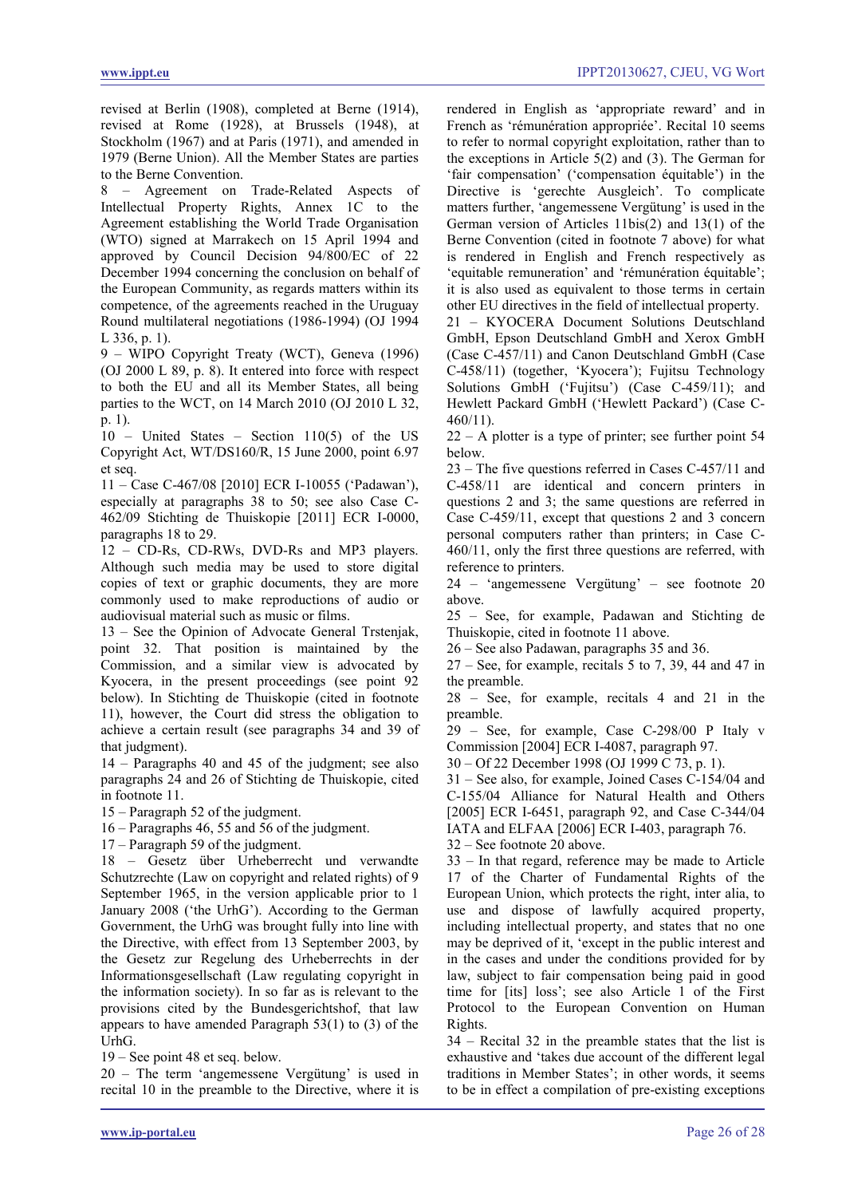revised at Berlin (1908), completed at Berne (1914), revised at Rome (1928), at Brussels (1948), at Stockholm (1967) and at Paris (1971), and amended in 1979 (Berne Union). All the Member States are parties to the Berne Convention.

8 – Agreement on Trade-Related Aspects of Intellectual Property Rights, Annex 1C to the Agreement establishing the World Trade Organisation (WTO) signed at Marrakech on 15 April 1994 and approved by Council Decision 94/800/EC of 22 December 1994 concerning the conclusion on behalf of the European Community, as regards matters within its competence, of the agreements reached in the Uruguay Round multilateral negotiations (1986-1994) (OJ 1994 L 336, p. 1).

9 – WIPO Copyright Treaty (WCT), Geneva (1996) (OJ 2000 L 89, p. 8). It entered into force with respect to both the EU and all its Member States, all being parties to the WCT, on 14 March 2010 (OJ 2010 L 32, p. 1).

10 – United States – Section 110(5) of the US Copyright Act, WT/DS160/R, 15 June 2000, point 6.97 et seq.

11 – Case C-467/08 [2010] ECR I-10055 ('Padawan'), especially at paragraphs 38 to 50; see also Case C-462/09 Stichting de Thuiskopie [2011] ECR I-0000, paragraphs 18 to 29.

12 – CD-Rs, CD-RWs, DVD-Rs and MP3 players. Although such media may be used to store digital copies of text or graphic documents, they are more commonly used to make reproductions of audio or audiovisual material such as music or films.

13 – See the Opinion of Advocate General Trstenjak, point 32. That position is maintained by the Commission, and a similar view is advocated by Kyocera, in the present proceedings (see point 92 below). In Stichting de Thuiskopie (cited in footnote 11), however, the Court did stress the obligation to achieve a certain result (see paragraphs 34 and 39 of that judgment).

14 – Paragraphs 40 and 45 of the judgment; see also paragraphs 24 and 26 of Stichting de Thuiskopie, cited in footnote 11.

15 – Paragraph 52 of the judgment.

16 – Paragraphs 46, 55 and 56 of the judgment.

17 – Paragraph 59 of the judgment.

18 – Gesetz über Urheberrecht und verwandte Schutzrechte (Law on copyright and related rights) of 9 September 1965, in the version applicable prior to 1 January 2008 ('the UrhG'). According to the German Government, the UrhG was brought fully into line with the Directive, with effect from 13 September 2003, by the Gesetz zur Regelung des Urheberrechts in der Informationsgesellschaft (Law regulating copyright in the information society). In so far as is relevant to the provisions cited by the Bundesgerichtshof, that law appears to have amended Paragraph 53(1) to (3) of the UrhG.

19 – See point 48 et seq. below.

20 – The term 'angemessene Vergütung' is used in recital 10 in the preamble to the Directive, where it is rendered in English as 'appropriate reward' and in French as 'rémunération appropriée'. Recital 10 seems to refer to normal copyright exploitation, rather than to the exceptions in Article 5(2) and (3). The German for 'fair compensation' ('compensation équitable') in the Directive is 'gerechte Ausgleich'. To complicate matters further, 'angemessene Vergütung' is used in the German version of Articles 11bis(2) and 13(1) of the Berne Convention (cited in footnote 7 above) for what is rendered in English and French respectively as 'equitable remuneration' and 'rémunération équitable'; it is also used as equivalent to those terms in certain other EU directives in the field of intellectual property.

21 – KYOCERA Document Solutions Deutschland GmbH, Epson Deutschland GmbH and Xerox GmbH (Case C-457/11) and Canon Deutschland GmbH (Case C-458/11) (together, 'Kyocera'); Fujitsu Technology Solutions GmbH ('Fujitsu') (Case C-459/11); and Hewlett Packard GmbH ('Hewlett Packard') (Case C-460/11).

22 – A plotter is a type of printer; see further point 54 below.

23 – The five questions referred in Cases C-457/11 and C-458/11 are identical and concern printers in questions 2 and 3; the same questions are referred in Case C-459/11, except that questions 2 and 3 concern personal computers rather than printers; in Case C-460/11, only the first three questions are referred, with reference to printers.

24 – 'angemessene Vergütung' – see footnote 20 above.

25 – See, for example, Padawan and Stichting de Thuiskopie, cited in footnote 11 above.

26 – See also Padawan, paragraphs 35 and 36.

27 – See, for example, recitals 5 to 7, 39, 44 and 47 in the preamble.

28 – See, for example, recitals 4 and 21 in the preamble.

29 – See, for example, Case C-298/00 P Italy v Commission [2004] ECR I-4087, paragraph 97.

30 – Of 22 December 1998 (OJ 1999 C 73, p. 1).

31 – See also, for example, Joined Cases C-154/04 and C-155/04 Alliance for Natural Health and Others [2005] ECR I-6451, paragraph 92, and Case C-344/04 IATA and ELFAA [2006] ECR I-403, paragraph 76.

32 – See footnote 20 above.

33 – In that regard, reference may be made to Article 17 of the Charter of Fundamental Rights of the European Union, which protects the right, inter alia, to use and dispose of lawfully acquired property, including intellectual property, and states that no one may be deprived of it, 'except in the public interest and in the cases and under the conditions provided for by law, subject to fair compensation being paid in good time for [its] loss'; see also Article 1 of the First Protocol to the European Convention on Human Rights.

34 – Recital 32 in the preamble states that the list is exhaustive and 'takes due account of the different legal traditions in Member States'; in other words, it seems to be in effect a compilation of pre-existing exceptions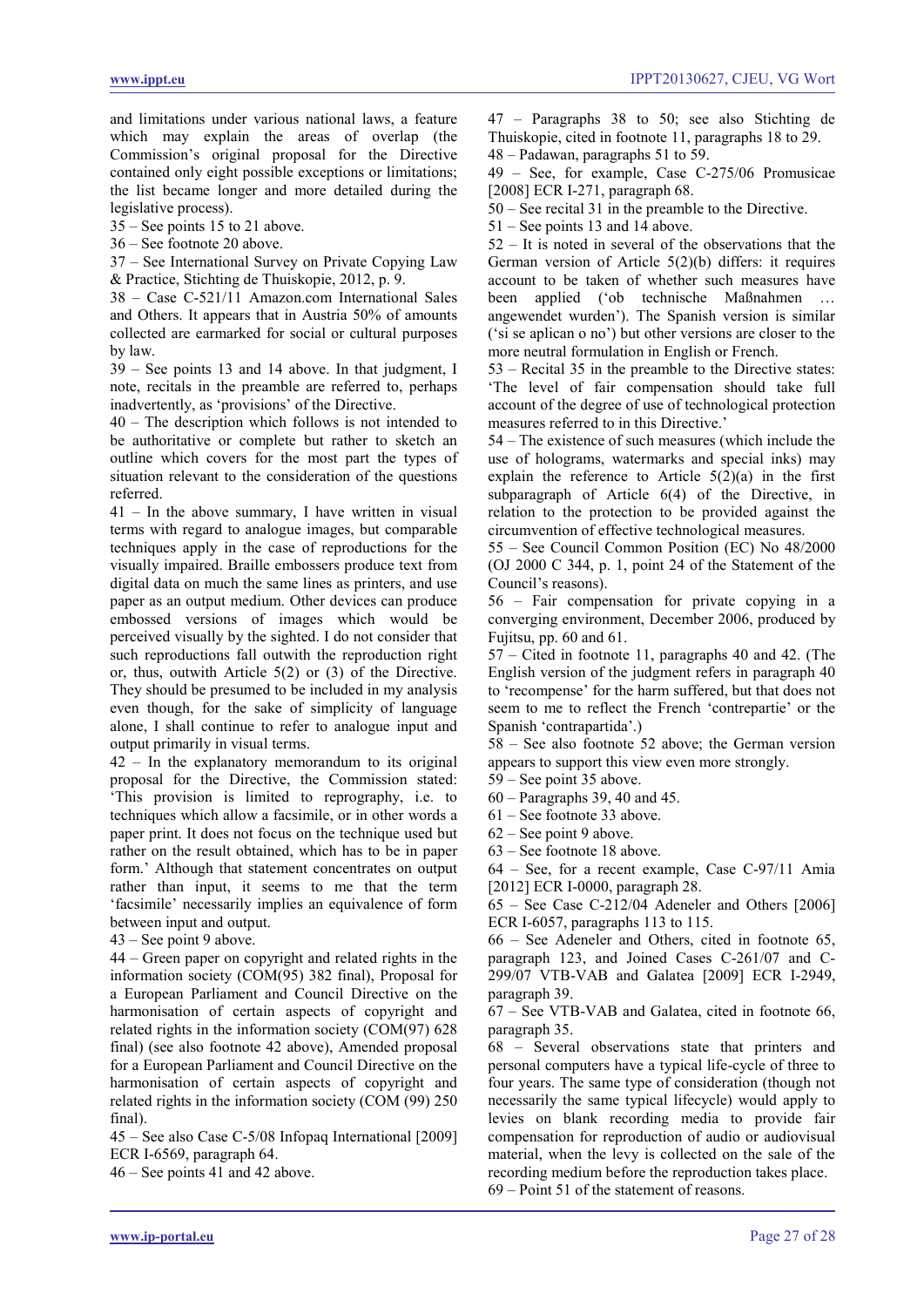and limitations under various national laws, a feature which may explain the areas of overlap (the Commission's original proposal for the Directive contained only eight possible exceptions or limitations; the list became longer and more detailed during the legislative process).

35 – See points 15 to 21 above.

36 – See footnote 20 above.

37 – See International Survey on Private Copying Law & Practice, Stichting de Thuiskopie, 2012, p. 9.

38 – Case C-521/11 Amazon.com International Sales and Others. It appears that in Austria 50% of amounts collected are earmarked for social or cultural purposes by law.

39 – See points 13 and 14 above. In that judgment, I note, recitals in the preamble are referred to, perhaps inadvertently, as 'provisions' of the Directive.

40 – The description which follows is not intended to be authoritative or complete but rather to sketch an outline which covers for the most part the types of situation relevant to the consideration of the questions referred.

41 – In the above summary, I have written in visual terms with regard to analogue images, but comparable techniques apply in the case of reproductions for the visually impaired. Braille embossers produce text from digital data on much the same lines as printers, and use paper as an output medium. Other devices can produce embossed versions of images which would be perceived visually by the sighted. I do not consider that such reproductions fall outwith the reproduction right or, thus, outwith Article 5(2) or (3) of the Directive. They should be presumed to be included in my analysis even though, for the sake of simplicity of language alone, I shall continue to refer to analogue input and output primarily in visual terms.

42 – In the explanatory memorandum to its original proposal for the Directive, the Commission stated: 'This provision is limited to reprography, i.e. to techniques which allow a facsimile, or in other words a paper print. It does not focus on the technique used but rather on the result obtained, which has to be in paper form.' Although that statement concentrates on output rather than input, it seems to me that the term 'facsimile' necessarily implies an equivalence of form between input and output.

43 – See point 9 above.

44 – Green paper on copyright and related rights in the information society (COM(95) 382 final), Proposal for a European Parliament and Council Directive on the harmonisation of certain aspects of copyright and related rights in the information society (COM(97) 628 final) (see also footnote 42 above), Amended proposal for a European Parliament and Council Directive on the harmonisation of certain aspects of copyright and related rights in the information society (COM (99) 250 final).

45 – See also Case C-5/08 Infopaq International [2009] ECR I-6569, paragraph 64.

46 – See points 41 and 42 above.

47 – Paragraphs 38 to 50; see also Stichting de Thuiskopie, cited in footnote 11, paragraphs 18 to 29.

48 – Padawan, paragraphs 51 to 59.

49 – See, for example, Case C-275/06 Promusicae [2008] ECR I-271, paragraph 68.

50 – See recital 31 in the preamble to the Directive.

51 – See points 13 and 14 above.

52 – It is noted in several of the observations that the German version of Article 5(2)(b) differs: it requires account to be taken of whether such measures have been applied ('ob technische Maßnahmen … angewendet wurden'). The Spanish version is similar ('si se aplican o no') but other versions are closer to the more neutral formulation in English or French.

53 – Recital 35 in the preamble to the Directive states: 'The level of fair compensation should take full account of the degree of use of technological protection measures referred to in this Directive.'

54 – The existence of such measures (which include the use of holograms, watermarks and special inks) may explain the reference to Article 5(2)(a) in the first subparagraph of Article 6(4) of the Directive, in relation to the protection to be provided against the circumvention of effective technological measures.

55 – See Council Common Position (EC) No 48/2000 (OJ 2000 C 344, p. 1, point 24 of the Statement of the Council's reasons).

56 – Fair compensation for private copying in a converging environment, December 2006, produced by Fujitsu, pp. 60 and 61.

57 – Cited in footnote 11, paragraphs 40 and 42. (The English version of the judgment refers in paragraph 40 to 'recompense' for the harm suffered, but that does not seem to me to reflect the French 'contrepartie' or the Spanish 'contrapartida'.)

58 – See also footnote 52 above; the German version appears to support this view even more strongly.

59 – See point 35 above.

60 – Paragraphs 39, 40 and 45.

61 – See footnote 33 above.

62 – See point 9 above.

63 – See footnote 18 above.

64 – See, for a recent example, Case C-97/11 Amia [2012] ECR I-0000, paragraph 28.

65 – See Case C-212/04 Adeneler and Others [2006] ECR I-6057, paragraphs 113 to 115.

66 – See Adeneler and Others, cited in footnote 65, paragraph 123, and Joined Cases C-261/07 and C-299/07 VTB-VAB and Galatea [2009] ECR I-2949, paragraph 39.

67 – See VTB-VAB and Galatea, cited in footnote 66, paragraph 35.

68 – Several observations state that printers and personal computers have a typical life-cycle of three to four years. The same type of consideration (though not necessarily the same typical lifecycle) would apply to levies on blank recording media to provide fair compensation for reproduction of audio or audiovisual material, when the levy is collected on the sale of the recording medium before the reproduction takes place.

69 – Point 51 of the statement of reasons.